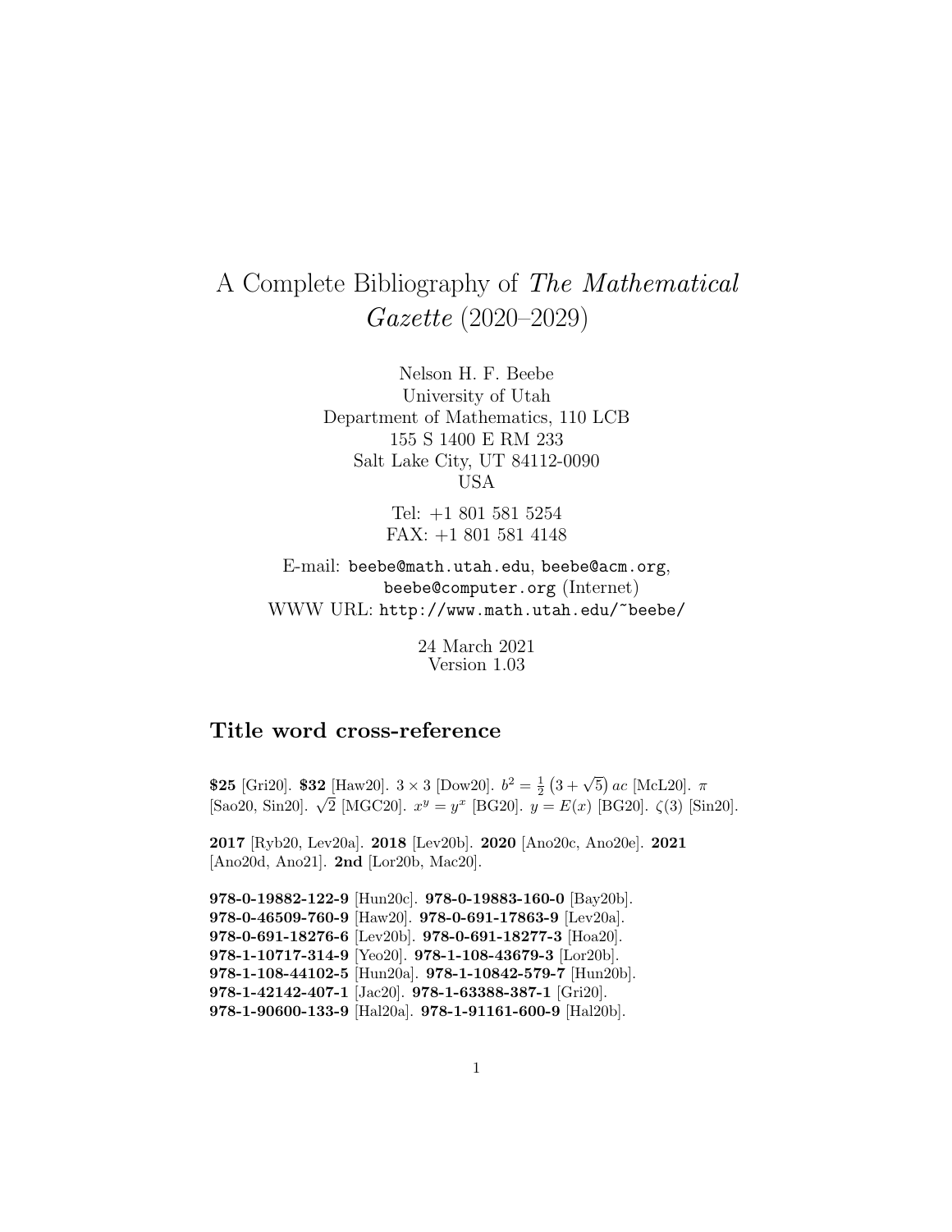# A Complete Bibliography of *The Mathematical Gazette* (2020–2029)

Nelson H. F. Beebe
University of Utah
Department of Mathematics, 110 LCB
155 S 1400 E RM 233
Salt Lake City, UT 84112-0090
USA

Tel: +1 801 581 5254
FAX: +1 801 581 4148

E-mail: `beebe@math.utah.edu`, `beebe@acm.org`, `beebe@computer.org` (Internet)
WWW URL: `http://www.math.utah.edu/~beebe/`

24 March 2021
Version 1.03

## Title word cross-reference

**$25** [Gri20]. **$32** [Haw20]. $3 \times 3$ [Dow20]. $b^2 = \frac{1}{2}\left(3 + \sqrt{5}\right) ac$ [McL20]. $\pi$ [Sao20, Sin20]. $\sqrt{2}$ [MGC20]. $x^y = y^x$ [BG20]. $y = E(x)$ [BG20]. $\zeta(3)$ [Sin20].

**2017** [Ryb20, Lev20a]. **2018** [Lev20b]. **2020** [Ano20c, Ano20e]. **2021** [Ano20d, Ano21]. **2nd** [Lor20b, Mac20].

**978-0-19882-122-9** [Hun20c]. **978-0-19883-160-0** [Bay20b]. **978-0-46509-760-9** [Haw20]. **978-0-691-17863-9** [Lev20a]. **978-0-691-18276-6** [Lev20b]. **978-0-691-18277-3** [Hoa20]. **978-1-10717-314-9** [Yeo20]. **978-1-108-43679-3** [Lor20b]. **978-1-108-44102-5** [Hun20a]. **978-1-10842-579-7** [Hun20b]. **978-1-42142-407-1** [Jac20]. **978-1-63388-387-1** [Gri20]. **978-1-90600-133-9** [Hal20a]. **978-1-91161-600-9** [Hal20b].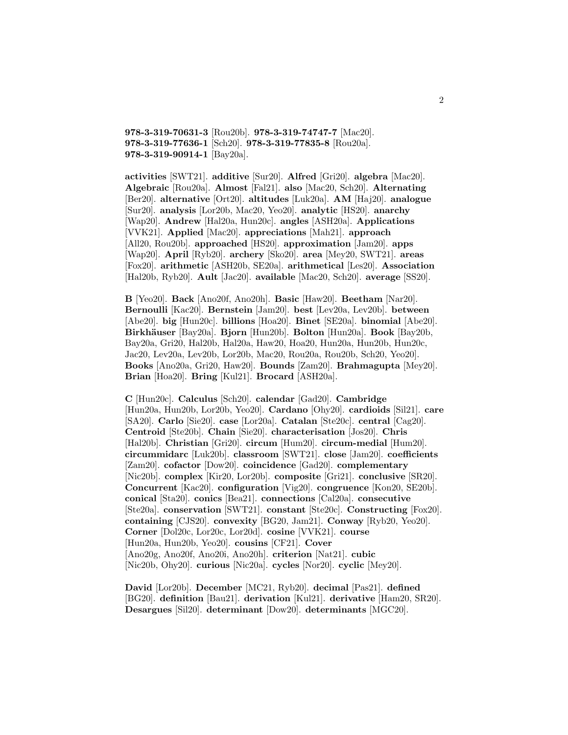**978-3-319-70631-3** [Rou20b]. **978-3-319-74747-7** [Mac20]. **978-3-319-77636-1** [Sch20]. **978-3-319-77835-8** [Rou20a]. **978-3-319-90914-1** [Bay20a].

**activities** [SWT21]. **additive** [Sur20]. **Alfred** [Gri20]. **algebra** [Mac20]. **Algebraic** [Rou20a]. **Almost** [Fal21]. **also** [Mac20, Sch20]. **Alternating** [Ber20]. **alternative** [Ort20]. **altitudes** [Luk20a]. **AM** [Haj20]. **analogue** [Sur20]. **analysis** [Lor20b, Mac20, Yeo20]. **analytic** [HS20]. **anarchy** [Wap20]. **Andrew** [Hal20a, Hun20c]. **angles** [ASH20a]. **Applications** [VVK21]. **Applied** [Mac20]. **appreciations** [Mah21]. **approach** [All20, Rou20b]. **approached** [HS20]. **approximation** [Jam20]. **apps** [Wap20]. **April** [Ryb20]. **archery** [Sko20]. **area** [Mey20, SWT21]. **areas** [Fox20]. **arithmetic** [ASH20b, SE20a]. **arithmetical** [Les20]. **Association** [Hal20b, Ryb20]. **Ault** [Jac20]. **available** [Mac20, Sch20]. **average** [SS20].

**B** [Yeo20]. **Back** [Ano20f, Ano20h]. **Basic** [Haw20]. **Beetham** [Nar20]. **Bernoulli** [Kac20]. **Bernstein** [Jam20]. **best** [Lev20a, Lev20b]. **between** [Abe20]. **big** [Hun20c]. **billions** [Hoa20]. **Binet** [SE20a]. **binomial** [Abe20]. **Birkhäuser** [Bay20a]. **Bjorn** [Hun20b]. **Bolton** [Hun20a]. **Book** [Bay20b, Bay20a, Gri20, Hal20b, Hal20a, Haw20, Hoa20, Hun20a, Hun20b, Hun20c, Jac20, Lev20a, Lev20b, Lor20b, Mac20, Rou20a, Rou20b, Sch20, Yeo20]. **Books** [Ano20a, Gri20, Haw20]. **Bounds** [Zam20]. **Brahmagupta** [Mey20]. **Brian** [Hoa20]. **Bring** [Kul21]. **Brocard** [ASH20a].

**C** [Hun20c]. **Calculus** [Sch20]. **calendar** [Gad20]. **Cambridge** [Hun20a, Hun20b, Lor20b, Yeo20]. **Cardano** [Ohy20]. **cardioids** [Sil21]. **care** [SA20]. **Carlo** [Sie20]. **case** [Lor20a]. **Catalan** [Ste20c]. **central** [Cag20]. **Centroid** [Ste20b]. **Chain** [Sie20]. **characterisation** [Jos20]. **Chris** [Hal20b]. **Christian** [Gri20]. **circum** [Hum20]. **circum-medial** [Hum20]. **circummidarc** [Luk20b]. **classroom** [SWT21]. **close** [Jam20]. **coefficients** [Zam20]. **cofactor** [Dow20]. **coincidence** [Gad20]. **complementary** [Nic20b]. **complex** [Kir20, Lor20b]. **composite** [Gri21]. **conclusive** [SR20]. **Concurrent** [Kac20]. **configuration** [Vig20]. **congruence** [Kon20, SE20b]. **conical** [Sta20]. **conics** [Bea21]. **connections** [Cal20a]. **consecutive** [Ste20a]. **conservation** [SWT21]. **constant** [Ste20c]. **Constructing** [Fox20]. **containing** [CJS20]. **convexity** [BG20, Jam21]. **Conway** [Ryb20, Yeo20]. **Corner** [Dol20c, Lor20c, Lor20d]. **cosine** [VVK21]. **course** [Hun20a, Hun20b, Yeo20]. **cousins** [CF21]. **Cover** [Ano20g, Ano20f, Ano20i, Ano20h]. **criterion** [Nat21]. **cubic** [Nic20b, Ohy20]. **curious** [Nic20a]. **cycles** [Nor20]. **cyclic** [Mey20].

**David** [Lor20b]. **December** [MC21, Ryb20]. **decimal** [Pas21]. **defined** [BG20]. **definition** [Bau21]. **derivation** [Kul21]. **derivative** [Ham20, SR20]. **Desargues** [Sil20]. **determinant** [Dow20]. **determinants** [MGC20].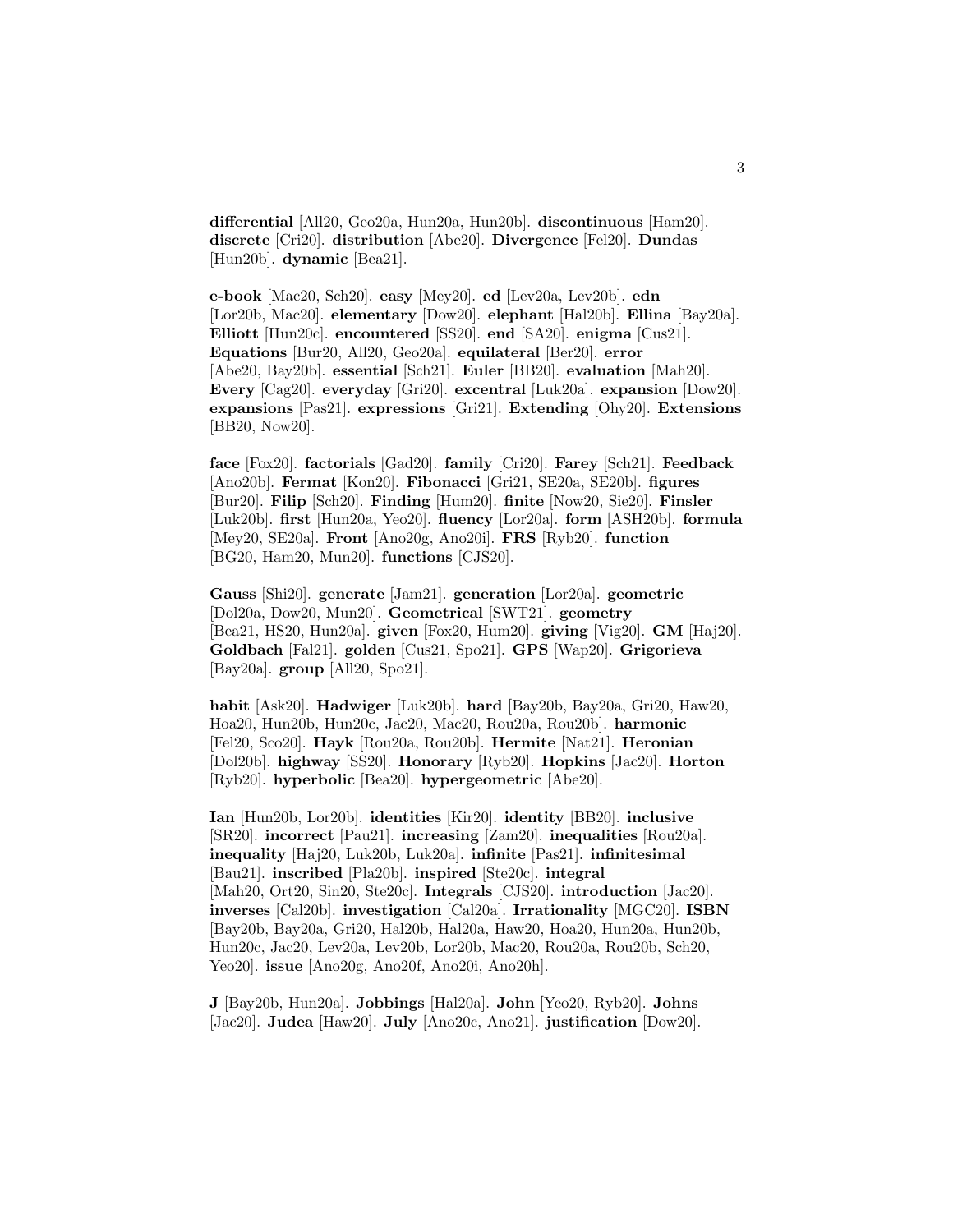**differential** [All20, Geo20a, Hun20a, Hun20b]. **discontinuous** [Ham20]. **discrete** [Cri20]. **distribution** [Abe20]. **Divergence** [Fel20]. **Dundas** [Hun20b]. **dynamic** [Bea21].

**e-book** [Mac20, Sch20]. **easy** [Mey20]. **ed** [Lev20a, Lev20b]. **edn** [Lor20b, Mac20]. **elementary** [Dow20]. **elephant** [Hal20b]. **Ellina** [Bay20a]. **Elliott** [Hun20c]. **encountered** [SS20]. **end** [SA20]. **enigma** [Cus21]. **Equations** [Bur20, All20, Geo20a]. **equilateral** [Ber20]. **error** [Abe20, Bay20b]. **essential** [Sch21]. **Euler** [BB20]. **evaluation** [Mah20]. **Every** [Cag20]. **everyday** [Gri20]. **excentral** [Luk20a]. **expansion** [Dow20]. **expansions** [Pas21]. **expressions** [Gri21]. **Extending** [Ohy20]. **Extensions** [BB20, Now20].

**face** [Fox20]. **factorials** [Gad20]. **family** [Cri20]. **Farey** [Sch21]. **Feedback** [Ano20b]. **Fermat** [Kon20]. **Fibonacci** [Gri21, SE20a, SE20b]. **figures** [Bur20]. **Filip** [Sch20]. **Finding** [Hum20]. **finite** [Now20, Sie20]. **Finsler** [Luk20b]. **first** [Hun20a, Yeo20]. **fluency** [Lor20a]. **form** [ASH20b]. **formula** [Mey20, SE20a]. **Front** [Ano20g, Ano20i]. **FRS** [Ryb20]. **function** [BG20, Ham20, Mun20]. **functions** [CJS20].

**Gauss** [Shi20]. **generate** [Jam21]. **generation** [Lor20a]. **geometric** [Dol20a, Dow20, Mun20]. **Geometrical** [SWT21]. **geometry** [Bea21, HS20, Hun20a]. **given** [Fox20, Hum20]. **giving** [Vig20]. **GM** [Haj20]. **Goldbach** [Fal21]. **golden** [Cus21, Spo21]. **GPS** [Wap20]. **Grigorieva** [Bay20a]. **group** [All20, Spo21].

**habit** [Ask20]. **Hadwiger** [Luk20b]. **hard** [Bay20b, Bay20a, Gri20, Haw20, Hoa20, Hun20b, Hun20c, Jac20, Mac20, Rou20a, Rou20b]. **harmonic** [Fel20, Sco20]. **Hayk** [Rou20a, Rou20b]. **Hermite** [Nat21]. **Heronian** [Dol20b]. **highway** [SS20]. **Honorary** [Ryb20]. **Hopkins** [Jac20]. **Horton** [Ryb20]. **hyperbolic** [Bea20]. **hypergeometric** [Abe20].

**Ian** [Hun20b, Lor20b]. **identities** [Kir20]. **identity** [BB20]. **inclusive** [SR20]. **incorrect** [Pau21]. **increasing** [Zam20]. **inequalities** [Rou20a]. **inequality** [Haj20, Luk20b, Luk20a]. **infinite** [Pas21]. **infinitesimal** [Bau21]. **inscribed** [Pla20b]. **inspired** [Ste20c]. **integral** [Mah20, Ort20, Sin20, Ste20c]. **Integrals** [CJS20]. **introduction** [Jac20]. **inverses** [Cal20b]. **investigation** [Cal20a]. **Irrationality** [MGC20]. **ISBN** [Bay20b, Bay20a, Gri20, Hal20b, Hal20a, Haw20, Hoa20, Hun20a, Hun20b, Hun20c, Jac20, Lev20a, Lev20b, Lor20b, Mac20, Rou20a, Rou20b, Sch20, Yeo20]. **issue** [Ano20g, Ano20f, Ano20i, Ano20h].

**J** [Bay20b, Hun20a]. **Jobbings** [Hal20a]. **John** [Yeo20, Ryb20]. **Johns** [Jac20]. **Judea** [Haw20]. **July** [Ano20c, Ano21]. **justification** [Dow20].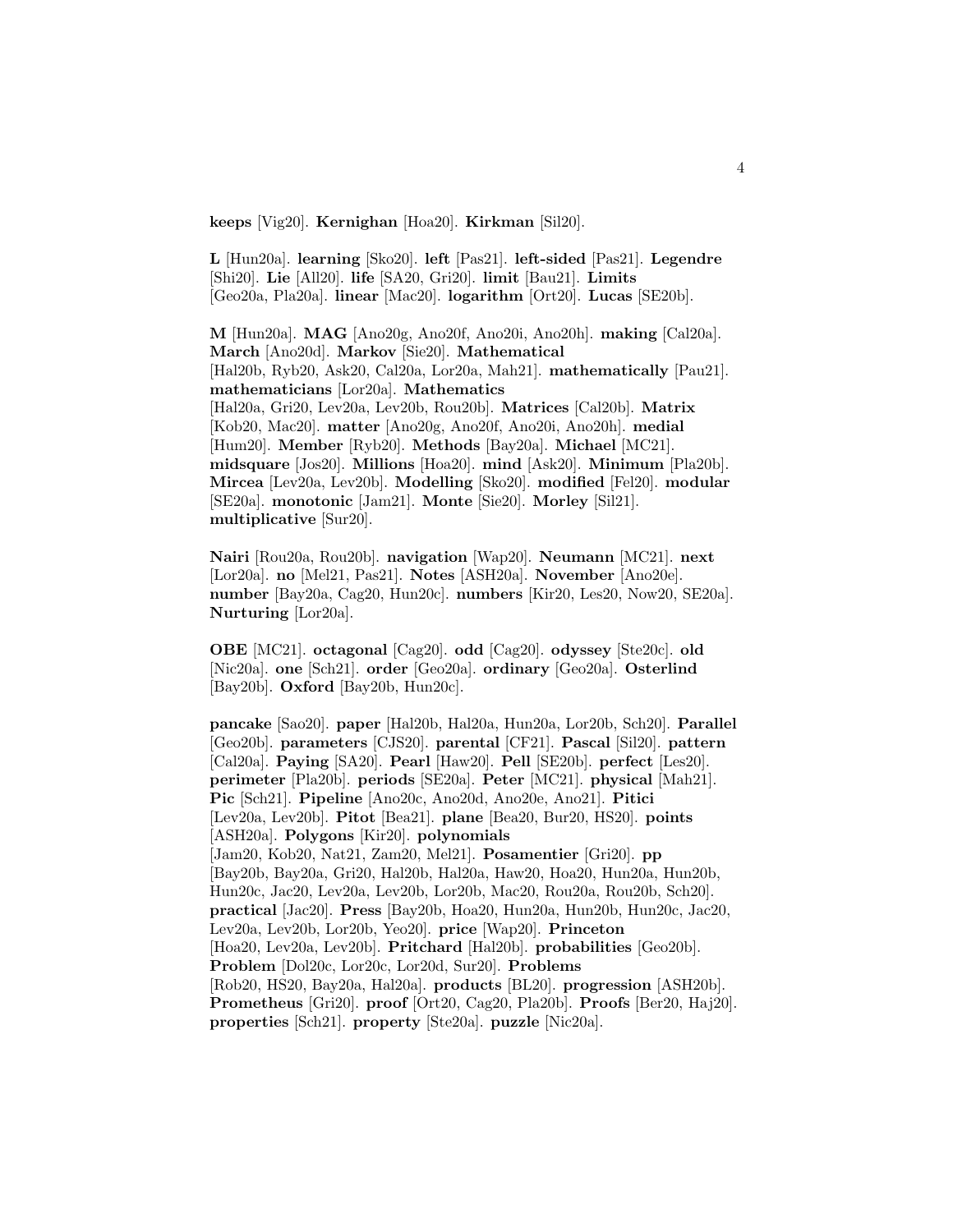**keeps** [Vig20]. **Kernighan** [Hoa20]. **Kirkman** [Sil20].

**L** [Hun20a]. **learning** [Sko20]. **left** [Pas21]. **left-sided** [Pas21]. **Legendre** [Shi20]. **Lie** [All20]. **life** [SA20, Gri20]. **limit** [Bau21]. **Limits** [Geo20a, Pla20a]. **linear** [Mac20]. **logarithm** [Ort20]. **Lucas** [SE20b].

**M** [Hun20a]. **MAG** [Ano20g, Ano20f, Ano20i, Ano20h]. **making** [Cal20a]. **March** [Ano20d]. **Markov** [Sie20]. **Mathematical** [Hal20b, Ryb20, Ask20, Cal20a, Lor20a, Mah21]. **mathematically** [Pau21]. **mathematicians** [Lor20a]. **Mathematics** [Hal20a, Gri20, Lev20a, Lev20b, Rou20b]. **Matrices** [Cal20b]. **Matrix** [Kob20, Mac20]. **matter** [Ano20g, Ano20f, Ano20i, Ano20h]. **medial** [Hum20]. **Member** [Ryb20]. **Methods** [Bay20a]. **Michael** [MC21]. **midsquare** [Jos20]. **Millions** [Hoa20]. **mind** [Ask20]. **Minimum** [Pla20b]. **Mircea** [Lev20a, Lev20b]. **Modelling** [Sko20]. **modified** [Fel20]. **modular** [SE20a]. **monotonic** [Jam21]. **Monte** [Sie20]. **Morley** [Sil21]. **multiplicative** [Sur20].

**Nairi** [Rou20a, Rou20b]. **navigation** [Wap20]. **Neumann** [MC21]. **next** [Lor20a]. **no** [Mel21, Pas21]. **Notes** [ASH20a]. **November** [Ano20e]. **number** [Bay20a, Cag20, Hun20c]. **numbers** [Kir20, Les20, Now20, SE20a]. **Nurturing** [Lor20a].

**OBE** [MC21]. **octagonal** [Cag20]. **odd** [Cag20]. **odyssey** [Ste20c]. **old** [Nic20a]. **one** [Sch21]. **order** [Geo20a]. **ordinary** [Geo20a]. **Osterlind** [Bay20b]. **Oxford** [Bay20b, Hun20c].

**pancake** [Sao20]. **paper** [Hal20b, Hal20a, Hun20a, Lor20b, Sch20]. **Parallel** [Geo20b]. **parameters** [CJS20]. **parental** [CF21]. **Pascal** [Sil20]. **pattern** [Cal20a]. **Paying** [SA20]. **Pearl** [Haw20]. **Pell** [SE20b]. **perfect** [Les20]. **perimeter** [Pla20b]. **periods** [SE20a]. **Peter** [MC21]. **physical** [Mah21]. **Pic** [Sch21]. **Pipeline** [Ano20c, Ano20d, Ano20e, Ano21]. **Pitici** [Lev20a, Lev20b]. **Pitot** [Bea21]. **plane** [Bea20, Bur20, HS20]. **points** [ASH20a]. **Polygons** [Kir20]. **polynomials** [Jam20, Kob20, Nat21, Zam20, Mel21]. **Posamentier** [Gri20]. **pp** [Bay20b, Bay20a, Gri20, Hal20b, Hal20a, Haw20, Hoa20, Hun20a, Hun20b, Hun20c, Jac20, Lev20a, Lev20b, Lor20b, Mac20, Rou20a, Rou20b, Sch20]. **practical** [Jac20]. **Press** [Bay20b, Hoa20, Hun20a, Hun20b, Hun20c, Jac20, Lev20a, Lev20b, Lor20b, Yeo20]. **price** [Wap20]. **Princeton** [Hoa20, Lev20a, Lev20b]. **Pritchard** [Hal20b]. **probabilities** [Geo20b]. **Problem** [Dol20c, Lor20c, Lor20d, Sur20]. **Problems** [Rob20, HS20, Bay20a, Hal20a]. **products** [BL20]. **progression** [ASH20b]. **Prometheus** [Gri20]. **proof** [Ort20, Cag20, Pla20b]. **Proofs** [Ber20, Haj20]. **properties** [Sch21]. **property** [Ste20a]. **puzzle** [Nic20a].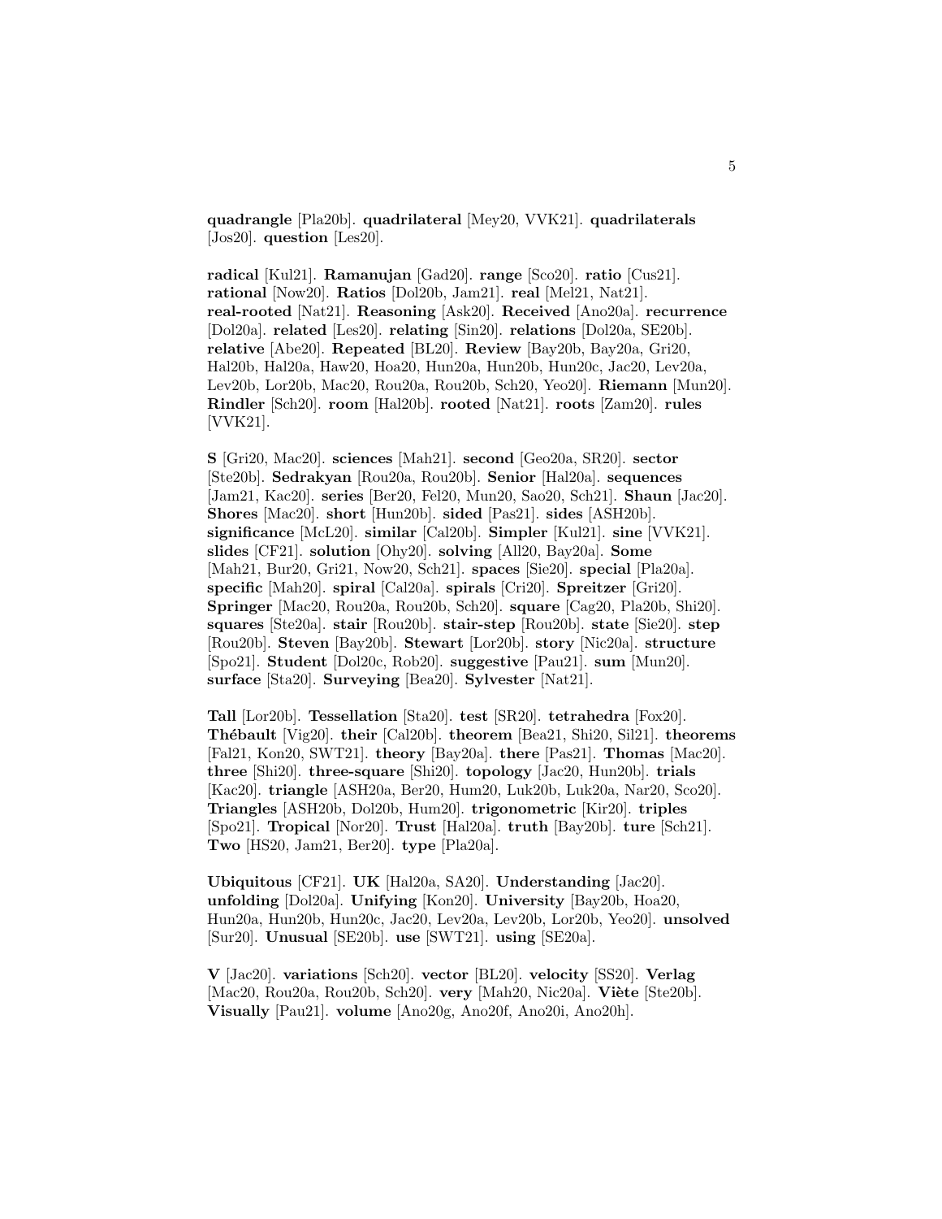**quadrangle** [Pla20b]. **quadrilateral** [Mey20, VVK21]. **quadrilaterals** [Jos20]. **question** [Les20].

**radical** [Kul21]. **Ramanujan** [Gad20]. **range** [Sco20]. **ratio** [Cus21]. **rational** [Now20]. **Ratios** [Dol20b, Jam21]. **real** [Mel21, Nat21]. **real-rooted** [Nat21]. **Reasoning** [Ask20]. **Received** [Ano20a]. **recurrence** [Dol20a]. **related** [Les20]. **relating** [Sin20]. **relations** [Dol20a, SE20b]. **relative** [Abe20]. **Repeated** [BL20]. **Review** [Bay20b, Bay20a, Gri20, Hal20b, Hal20a, Haw20, Hoa20, Hun20a, Hun20b, Hun20c, Jac20, Lev20a, Lev20b, Lor20b, Mac20, Rou20a, Rou20b, Sch20, Yeo20]. **Riemann** [Mun20]. **Rindler** [Sch20]. **room** [Hal20b]. **rooted** [Nat21]. **roots** [Zam20]. **rules** [VVK21].

**S** [Gri20, Mac20]. **sciences** [Mah21]. **second** [Geo20a, SR20]. **sector** [Ste20b]. **Sedrakyan** [Rou20a, Rou20b]. **Senior** [Hal20a]. **sequences** [Jam21, Kac20]. **series** [Ber20, Fel20, Mun20, Sao20, Sch21]. **Shaun** [Jac20]. **Shores** [Mac20]. **short** [Hun20b]. **sided** [Pas21]. **sides** [ASH20b]. **significance** [McL20]. **similar** [Cal20b]. **Simpler** [Kul21]. **sine** [VVK21]. **slides** [CF21]. **solution** [Ohy20]. **solving** [All20, Bay20a]. **Some** [Mah21, Bur20, Gri21, Now20, Sch21]. **spaces** [Sie20]. **special** [Pla20a]. **specific** [Mah20]. **spiral** [Cal20a]. **spirals** [Cri20]. **Spreitzer** [Gri20]. **Springer** [Mac20, Rou20a, Rou20b, Sch20]. **square** [Cag20, Pla20b, Shi20]. **squares** [Ste20a]. **stair** [Rou20b]. **stair-step** [Rou20b]. **state** [Sie20]. **step** [Rou20b]. **Steven** [Bay20b]. **Stewart** [Lor20b]. **story** [Nic20a]. **structure** [Spo21]. **Student** [Dol20c, Rob20]. **suggestive** [Pau21]. **sum** [Mun20]. **surface** [Sta20]. **Surveying** [Bea20]. **Sylvester** [Nat21].

**Tall** [Lor20b]. **Tessellation** [Sta20]. **test** [SR20]. **tetrahedra** [Fox20]. **Thébault** [Vig20]. **their** [Cal20b]. **theorem** [Bea21, Shi20, Sil21]. **theorems** [Fal21, Kon20, SWT21]. **theory** [Bay20a]. **there** [Pas21]. **Thomas** [Mac20]. **three** [Shi20]. **three-square** [Shi20]. **topology** [Jac20, Hun20b]. **trials** [Kac20]. **triangle** [ASH20a, Ber20, Hum20, Luk20b, Luk20a, Nar20, Sco20]. **Triangles** [ASH20b, Dol20b, Hum20]. **trigonometric** [Kir20]. **triples** [Spo21]. **Tropical** [Nor20]. **Trust** [Hal20a]. **truth** [Bay20b]. **ture** [Sch21]. **Two** [HS20, Jam21, Ber20]. **type** [Pla20a].

**Ubiquitous** [CF21]. **UK** [Hal20a, SA20]. **Understanding** [Jac20]. **unfolding** [Dol20a]. **Unifying** [Kon20]. **University** [Bay20b, Hoa20, Hun20a, Hun20b, Hun20c, Jac20, Lev20a, Lev20b, Lor20b, Yeo20]. **unsolved** [Sur20]. **Unusual** [SE20b]. **use** [SWT21]. **using** [SE20a].

**V** [Jac20]. **variations** [Sch20]. **vector** [BL20]. **velocity** [SS20]. **Verlag** [Mac20, Rou20a, Rou20b, Sch20]. **very** [Mah20, Nic20a]. **Viète** [Ste20b]. **Visually** [Pau21]. **volume** [Ano20g, Ano20f, Ano20i, Ano20h].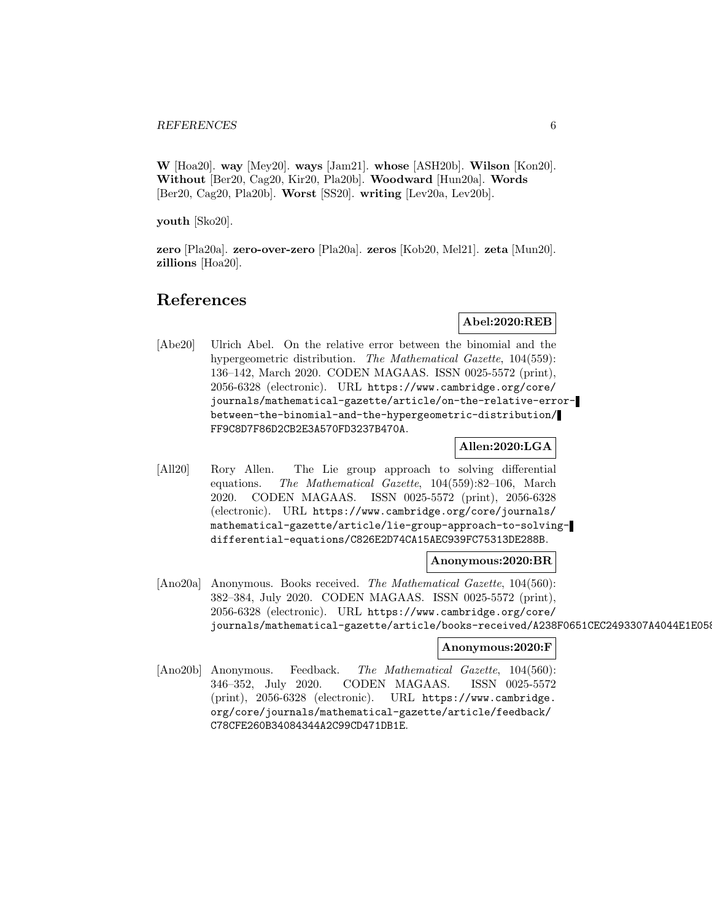**W** [Hoa20]. **way** [Mey20]. **ways** [Jam21]. **whose** [ASH20b]. **Wilson** [Kon20]. **Without** [Ber20, Cag20, Kir20, Pla20b]. **Woodward** [Hun20a]. **Words** [Ber20, Cag20, Pla20b]. **Worst** [SS20]. **writing** [Lev20a, Lev20b].

**youth** [Sko20].

**zero** [Pla20a]. **zero-over-zero** [Pla20a]. **zeros** [Kob20, Mel21]. **zeta** [Mun20]. **zillions** [Hoa20].

# References

**Abel:2020:REB**

[Abe20] Ulrich Abel. On the relative error between the binomial and the hypergeometric distribution. *The Mathematical Gazette*, 104(559): 136–142, March 2020. CODEN MAGAAS. ISSN 0025-5572 (print), 2056-6328 (electronic). URL `https://www.cambridge.org/core/journals/mathematical-gazette/article/on-the-relative-error-between-the-binomial-and-the-hypergeometric-distribution/FF9C8D7F86D2CB2E3A570FD3237B470A`.

**Allen:2020:LGA**

[All20] Rory Allen. The Lie group approach to solving differential equations. *The Mathematical Gazette*, 104(559):82–106, March 2020. CODEN MAGAAS. ISSN 0025-5572 (print), 2056-6328 (electronic). URL `https://www.cambridge.org/core/journals/mathematical-gazette/article/lie-group-approach-to-solving-differential-equations/C826E2D74CA15AEC939FC75313DE288B`.

**Anonymous:2020:BR**

[Ano20a] Anonymous. Books received. *The Mathematical Gazette*, 104(560): 382–384, July 2020. CODEN MAGAAS. ISSN 0025-5572 (print), 2056-6328 (electronic). URL `https://www.cambridge.org/core/journals/mathematical-gazette/article/books-received/A238F0651CEC2493307A4044E1E058`

**Anonymous:2020:F**

[Ano20b] Anonymous. Feedback. *The Mathematical Gazette*, 104(560): 346–352, July 2020. CODEN MAGAAS. ISSN 0025-5572 (print), 2056-6328 (electronic). URL `https://www.cambridge.org/core/journals/mathematical-gazette/article/feedback/C78CFE260B34084344A2C99CD471DB1E`.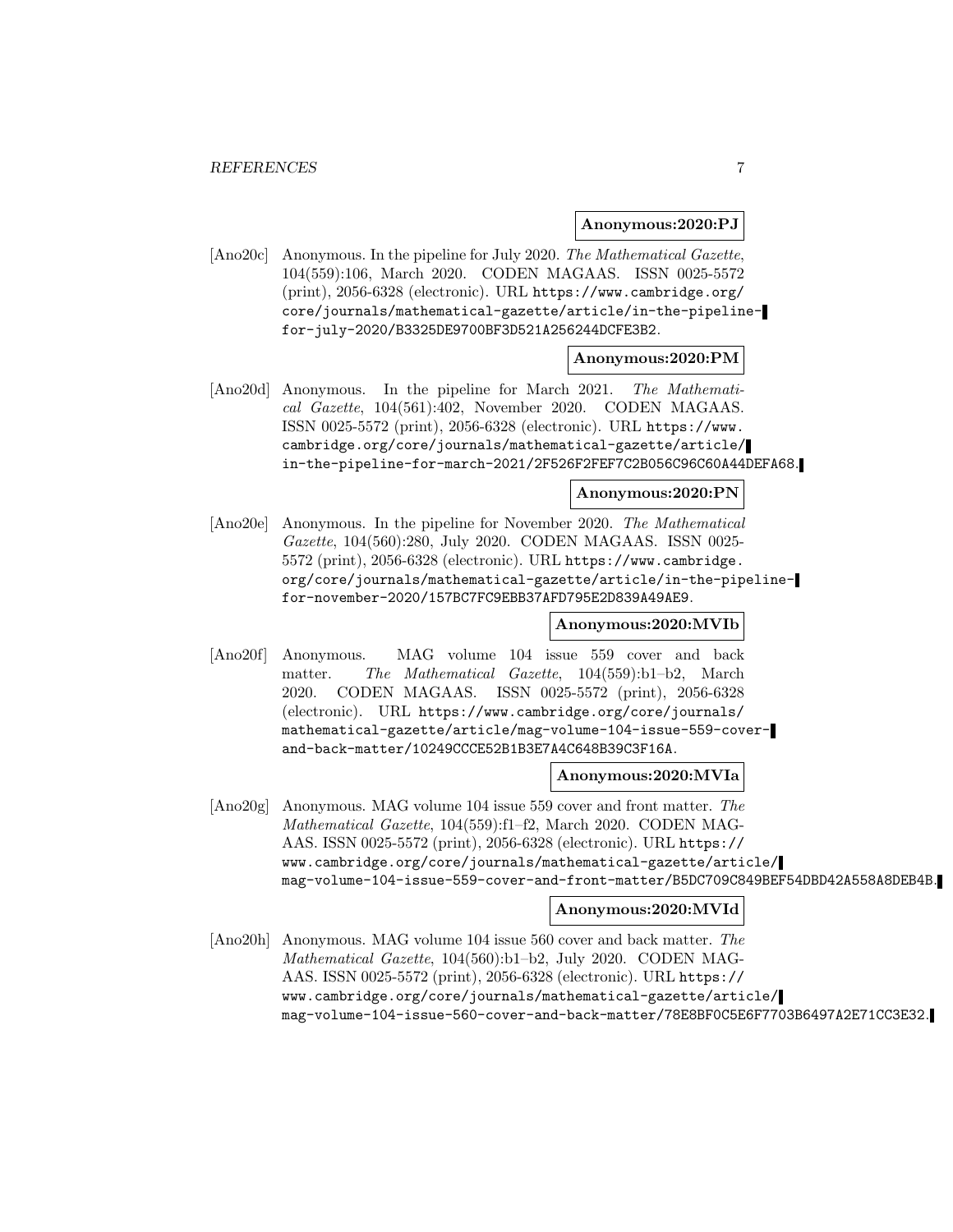**Anonymous:2020:PJ**

[Ano20c] Anonymous. In the pipeline for July 2020. *The Mathematical Gazette*, 104(559):106, March 2020. CODEN MAGAAS. ISSN 0025-5572 (print), 2056-6328 (electronic). URL https://www.cambridge.org/core/journals/mathematical-gazette/article/in-the-pipeline-for-july-2020/B3325DE9700BF3D521A256244DCFE3B2.

**Anonymous:2020:PM**

[Ano20d] Anonymous. In the pipeline for March 2021. *The Mathematical Gazette*, 104(561):402, November 2020. CODEN MAGAAS. ISSN 0025-5572 (print), 2056-6328 (electronic). URL https://www.cambridge.org/core/journals/mathematical-gazette/article/in-the-pipeline-for-march-2021/2F526F2FEF7C2B056C96C60A44DEFA68.

**Anonymous:2020:PN**

[Ano20e] Anonymous. In the pipeline for November 2020. *The Mathematical Gazette*, 104(560):280, July 2020. CODEN MAGAAS. ISSN 0025-5572 (print), 2056-6328 (electronic). URL https://www.cambridge.org/core/journals/mathematical-gazette/article/in-the-pipeline-for-november-2020/157BC7FC9EBB37AFD795E2D839A49AE9.

**Anonymous:2020:MVIb**

[Ano20f] Anonymous. MAG volume 104 issue 559 cover and back matter. *The Mathematical Gazette*, 104(559):b1–b2, March 2020. CODEN MAGAAS. ISSN 0025-5572 (print), 2056-6328 (electronic). URL https://www.cambridge.org/core/journals/mathematical-gazette/article/mag-volume-104-issue-559-cover-and-back-matter/10249CCCE52B1B3E7A4C648B39C3F16A.

**Anonymous:2020:MVIa**

[Ano20g] Anonymous. MAG volume 104 issue 559 cover and front matter. *The Mathematical Gazette*, 104(559):f1–f2, March 2020. CODEN MAGAAS. ISSN 0025-5572 (print), 2056-6328 (electronic). URL https://www.cambridge.org/core/journals/mathematical-gazette/article/mag-volume-104-issue-559-cover-and-front-matter/B5DC709C849BEF54DBD42A558A8DEB4B.

**Anonymous:2020:MVId**

[Ano20h] Anonymous. MAG volume 104 issue 560 cover and back matter. *The Mathematical Gazette*, 104(560):b1–b2, July 2020. CODEN MAGAAS. ISSN 0025-5572 (print), 2056-6328 (electronic). URL https://www.cambridge.org/core/journals/mathematical-gazette/article/mag-volume-104-issue-560-cover-and-back-matter/78E8BF0C5E6F7703B6497A2E71CC3E32.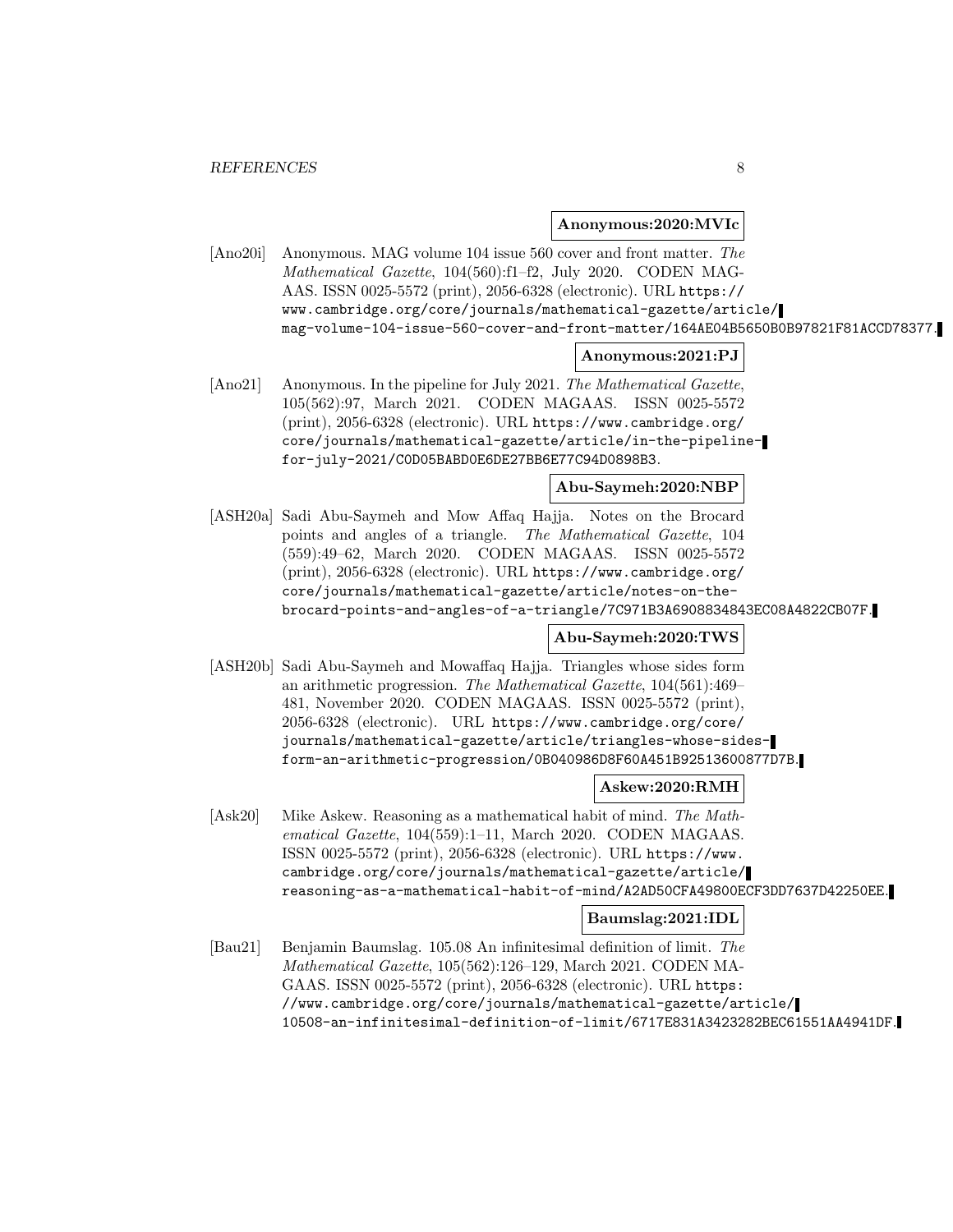**Anonymous:2020:MVIc**

[Ano20i] Anonymous. MAG volume 104 issue 560 cover and front matter. *The Mathematical Gazette*, 104(560):f1–f2, July 2020. CODEN MAGAAS. ISSN 0025-5572 (print), 2056-6328 (electronic). URL https://www.cambridge.org/core/journals/mathematical-gazette/article/mag-volume-104-issue-560-cover-and-front-matter/164AE04B5650B0B97821F81ACCD78377.

**Anonymous:2021:PJ**

[Ano21] Anonymous. In the pipeline for July 2021. *The Mathematical Gazette*, 105(562):97, March 2021. CODEN MAGAAS. ISSN 0025-5572 (print), 2056-6328 (electronic). URL https://www.cambridge.org/core/journals/mathematical-gazette/article/in-the-pipeline-for-july-2021/C0D05BABD0E6DE27BB6E77C94D0898B3.

**Abu-Saymeh:2020:NBP**

[ASH20a] Sadi Abu-Saymeh and Mow Affaq Hajja. Notes on the Brocard points and angles of a triangle. *The Mathematical Gazette*, 104(559):49–62, March 2020. CODEN MAGAAS. ISSN 0025-5572 (print), 2056-6328 (electronic). URL https://www.cambridge.org/core/journals/mathematical-gazette/article/notes-on-the-brocard-points-and-angles-of-a-triangle/7C971B3A6908834843EC08A4822CB07F.

**Abu-Saymeh:2020:TWS**

[ASH20b] Sadi Abu-Saymeh and Mowaffaq Hajja. Triangles whose sides form an arithmetic progression. *The Mathematical Gazette*, 104(561):469–481, November 2020. CODEN MAGAAS. ISSN 0025-5572 (print), 2056-6328 (electronic). URL https://www.cambridge.org/core/journals/mathematical-gazette/article/triangles-whose-sides-form-an-arithmetic-progression/0B040986D8F60A451B92513600877D7B.

**Askew:2020:RMH**

[Ask20] Mike Askew. Reasoning as a mathematical habit of mind. *The Mathematical Gazette*, 104(559):1–11, March 2020. CODEN MAGAAS. ISSN 0025-5572 (print), 2056-6328 (electronic). URL https://www.cambridge.org/core/journals/mathematical-gazette/article/reasoning-as-a-mathematical-habit-of-mind/A2AD50CFA49800ECF3DD7637D42250EE.

**Baumslag:2021:IDL**

[Bau21] Benjamin Baumslag. 105.08 An infinitesimal definition of limit. *The Mathematical Gazette*, 105(562):126–129, March 2021. CODEN MAGAAS. ISSN 0025-5572 (print), 2056-6328 (electronic). URL https://www.cambridge.org/core/journals/mathematical-gazette/article/10508-an-infinitesimal-definition-of-limit/6717E831A3423282BEC61551AA4941DF.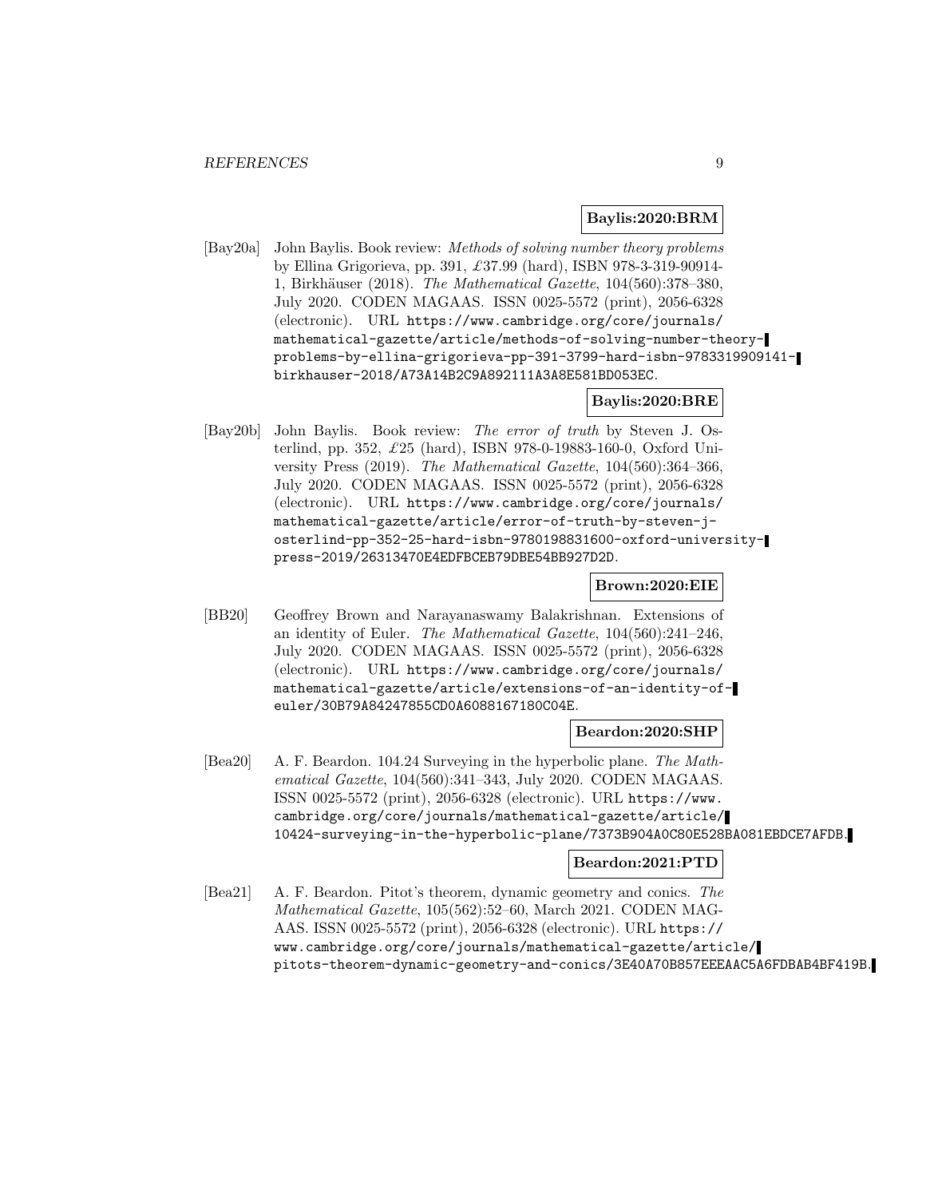**Baylis:2020:BRM**

[Bay20a] John Baylis. Book review: *Methods of solving number theory problems* by Ellina Grigorieva, pp. 391, £37.99 (hard), ISBN 978-3-319-90914-1, Birkhäuser (2018). *The Mathematical Gazette*, 104(560):378–380, July 2020. CODEN MAGAAS. ISSN 0025-5572 (print), 2056-6328 (electronic). URL https://www.cambridge.org/core/journals/mathematical-gazette/article/methods-of-solving-number-theory-problems-by-ellina-grigorieva-pp-391-3799-hard-isbn-9783319909141-birkhauser-2018/A73A14B2C9A892111A3A8E581BD053EC.

**Baylis:2020:BRE**

[Bay20b] John Baylis. Book review: *The error of truth* by Steven J. Osterlind, pp. 352, £25 (hard), ISBN 978-0-19883-160-0, Oxford University Press (2019). *The Mathematical Gazette*, 104(560):364–366, July 2020. CODEN MAGAAS. ISSN 0025-5572 (print), 2056-6328 (electronic). URL https://www.cambridge.org/core/journals/mathematical-gazette/article/error-of-truth-by-steven-j-osterlind-pp-352-25-hard-isbn-9780198831600-oxford-university-press-2019/26313470E4EDFBCEB79DBE54BB927D2D.

**Brown:2020:EIE**

[BB20] Geoffrey Brown and Narayanaswamy Balakrishnan. Extensions of an identity of Euler. *The Mathematical Gazette*, 104(560):241–246, July 2020. CODEN MAGAAS. ISSN 0025-5572 (print), 2056-6328 (electronic). URL https://www.cambridge.org/core/journals/mathematical-gazette/article/extensions-of-an-identity-of-euler/30B79A84247855CD0A6088167180C04E.

**Beardon:2020:SHP**

[Bea20] A. F. Beardon. 104.24 Surveying in the hyperbolic plane. *The Mathematical Gazette*, 104(560):341–343, July 2020. CODEN MAGAAS. ISSN 0025-5572 (print), 2056-6328 (electronic). URL https://www.cambridge.org/core/journals/mathematical-gazette/article/10424-surveying-in-the-hyperbolic-plane/7373B904A0C80E528BA081EBDCE7AFDB.

**Beardon:2021:PTD**

[Bea21] A. F. Beardon. Pitot's theorem, dynamic geometry and conics. *The Mathematical Gazette*, 105(562):52–60, March 2021. CODEN MAGAAS. ISSN 0025-5572 (print), 2056-6328 (electronic). URL https://www.cambridge.org/core/journals/mathematical-gazette/article/pitots-theorem-dynamic-geometry-and-conics/3E40A70B857EEEAAC5A6FDBAB4BF419B.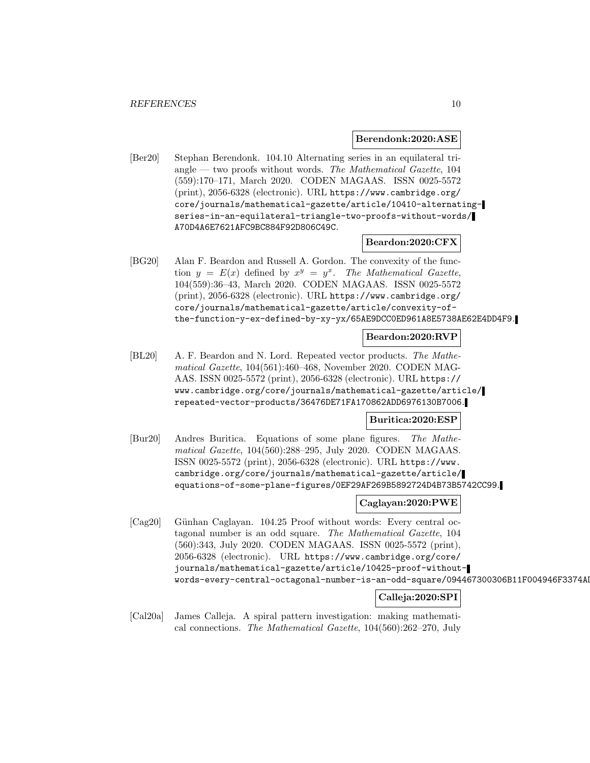**Berendonk:2020:ASE**

[Ber20] Stephan Berendonk. 104.10 Alternating series in an equilateral triangle — two proofs without words. *The Mathematical Gazette*, 104 (559):170–171, March 2020. CODEN MAGAAS. ISSN 0025-5572 (print), 2056-6328 (electronic). URL `https://www.cambridge.org/core/journals/mathematical-gazette/article/10410-alternating-series-in-an-equilateral-triangle-two-proofs-without-words/A70D4A6E7621AFC9BC884F92D806C49C`.

**Beardon:2020:CFX**

[BG20] Alan F. Beardon and Russell A. Gordon. The convexity of the function $y = E(x)$ defined by $x^y = y^x$. *The Mathematical Gazette*, 104(559):36–43, March 2020. CODEN MAGAAS. ISSN 0025-5572 (print), 2056-6328 (electronic). URL `https://www.cambridge.org/core/journals/mathematical-gazette/article/convexity-of-the-function-y-ex-defined-by-xy-yx/65AE9DCC0ED961A8E5738AE62E4DD4F9`.

**Beardon:2020:RVP**

[BL20] A. F. Beardon and N. Lord. Repeated vector products. *The Mathematical Gazette*, 104(561):460–468, November 2020. CODEN MAGAAS. ISSN 0025-5572 (print), 2056-6328 (electronic). URL `https://www.cambridge.org/core/journals/mathematical-gazette/article/repeated-vector-products/36476DE71FA170862ADD6976130B7006`.

**Buritica:2020:ESP**

[Bur20] Andres Buritica. Equations of some plane figures. *The Mathematical Gazette*, 104(560):288–295, July 2020. CODEN MAGAAS. ISSN 0025-5572 (print), 2056-6328 (electronic). URL `https://www.cambridge.org/core/journals/mathematical-gazette/article/equations-of-some-plane-figures/0EF29AF269B5892724D4B73B5742CC99`.

**Caglayan:2020:PWE**

[Cag20] Günhan Caglayan. 104.25 Proof without words: Every central octagonal number is an odd square. *The Mathematical Gazette*, 104 (560):343, July 2020. CODEN MAGAAS. ISSN 0025-5572 (print), 2056-6328 (electronic). URL `https://www.cambridge.org/core/journals/mathematical-gazette/article/10425-proof-without-words-every-central-octagonal-number-is-an-odd-square/094467300306B11F004946F3374AD`

**Calleja:2020:SPI**

[Cal20a] James Calleja. A spiral pattern investigation: making mathematical connections. *The Mathematical Gazette*, 104(560):262–270, July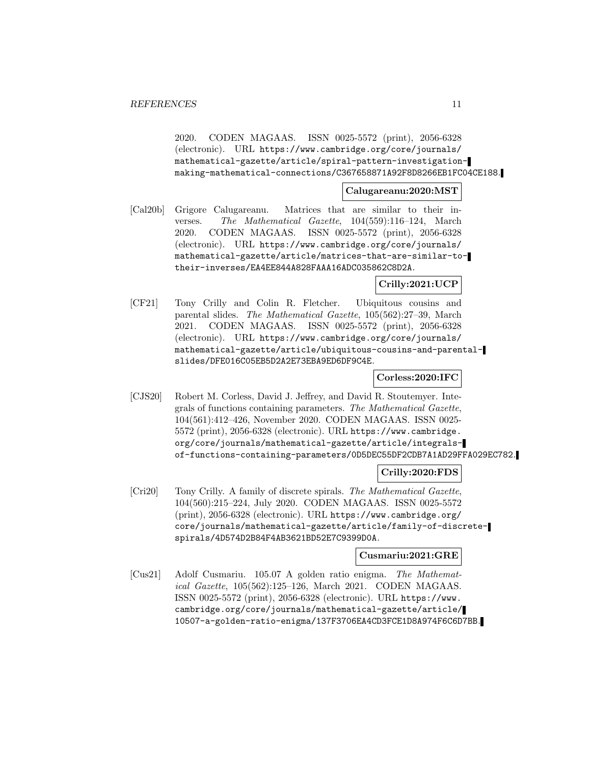2020. CODEN MAGAAS. ISSN 0025-5572 (print), 2056-6328 (electronic). URL https://www.cambridge.org/core/journals/mathematical-gazette/article/spiral-pattern-investigation-making-mathematical-connections/C367658871A92F8D8266EB1FC04CE188.

**Calugareanu:2020:MST**

[Cal20b] Grigore Calugareanu. Matrices that are similar to their inverses. *The Mathematical Gazette*, 104(559):116–124, March 2020. CODEN MAGAAS. ISSN 0025-5572 (print), 2056-6328 (electronic). URL https://www.cambridge.org/core/journals/mathematical-gazette/article/matrices-that-are-similar-to-their-inverses/EA4EE844A828FAAA16ADC035862C8D2A.

**Crilly:2021:UCP**

[CF21] Tony Crilly and Colin R. Fletcher. Ubiquitous cousins and parental slides. *The Mathematical Gazette*, 105(562):27–39, March 2021. CODEN MAGAAS. ISSN 0025-5572 (print), 2056-6328 (electronic). URL https://www.cambridge.org/core/journals/mathematical-gazette/article/ubiquitous-cousins-and-parental-slides/DFE016C05EB5D2A2E73EBA9ED6DF9C4E.

**Corless:2020:IFC**

[CJS20] Robert M. Corless, David J. Jeffrey, and David R. Stoutemyer. Integrals of functions containing parameters. *The Mathematical Gazette*, 104(561):412–426, November 2020. CODEN MAGAAS. ISSN 0025-5572 (print), 2056-6328 (electronic). URL https://www.cambridge.org/core/journals/mathematical-gazette/article/integrals-of-functions-containing-parameters/0D5DEC55DF2CDB7A1AD29FFA029EC782.

**Crilly:2020:FDS**

[Cri20] Tony Crilly. A family of discrete spirals. *The Mathematical Gazette*, 104(560):215–224, July 2020. CODEN MAGAAS. ISSN 0025-5572 (print), 2056-6328 (electronic). URL https://www.cambridge.org/core/journals/mathematical-gazette/article/family-of-discrete-spirals/4D574D2B84F4AB3621BD52E7C9399D0A.

**Cusmariu:2021:GRE**

[Cus21] Adolf Cusmariu. 105.07 A golden ratio enigma. *The Mathematical Gazette*, 105(562):125–126, March 2021. CODEN MAGAAS. ISSN 0025-5572 (print), 2056-6328 (electronic). URL https://www.cambridge.org/core/journals/mathematical-gazette/article/10507-a-golden-ratio-enigma/137F3706EA4CD3FCE1D8A974F6C6D7BB.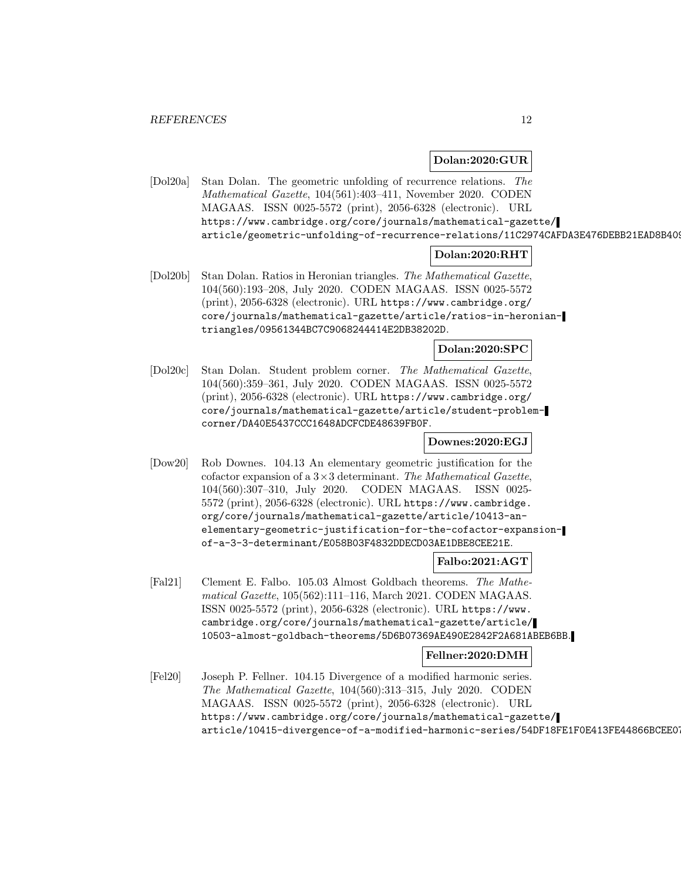**Dolan:2020:GUR**

[Dol20a] Stan Dolan. The geometric unfolding of recurrence relations. *The Mathematical Gazette*, 104(561):403–411, November 2020. CODEN MAGAAS. ISSN 0025-5572 (print), 2056-6328 (electronic). URL https://www.cambridge.org/core/journals/mathematical-gazette/article/geometric-unfolding-of-recurrence-relations/11C2974CAFDA3E476DEBB21EAD8B409

**Dolan:2020:RHT**

[Dol20b] Stan Dolan. Ratios in Heronian triangles. *The Mathematical Gazette*, 104(560):193–208, July 2020. CODEN MAGAAS. ISSN 0025-5572 (print), 2056-6328 (electronic). URL https://www.cambridge.org/core/journals/mathematical-gazette/article/ratios-in-heronian-triangles/09561344BC7C9068244414E2DB38202D.

**Dolan:2020:SPC**

[Dol20c] Stan Dolan. Student problem corner. *The Mathematical Gazette*, 104(560):359–361, July 2020. CODEN MAGAAS. ISSN 0025-5572 (print), 2056-6328 (electronic). URL https://www.cambridge.org/core/journals/mathematical-gazette/article/student-problem-corner/DA40E5437CCC1648ADCFCDE48639FB0F.

**Downes:2020:EGJ**

[Dow20] Rob Downes. 104.13 An elementary geometric justification for the cofactor expansion of a $3 \times 3$ determinant. *The Mathematical Gazette*, 104(560):307–310, July 2020. CODEN MAGAAS. ISSN 0025-5572 (print), 2056-6328 (electronic). URL https://www.cambridge.org/core/journals/mathematical-gazette/article/10413-an-elementary-geometric-justification-for-the-cofactor-expansion-of-a-3-3-determinant/E058B03F4832DDECD03AE1DBE8CEE21E.

**Falbo:2021:AGT**

[Fal21] Clement E. Falbo. 105.03 Almost Goldbach theorems. *The Mathematical Gazette*, 105(562):111–116, March 2021. CODEN MAGAAS. ISSN 0025-5572 (print), 2056-6328 (electronic). URL https://www.cambridge.org/core/journals/mathematical-gazette/article/10503-almost-goldbach-theorems/5D6B07369AE490E2842F2A681ABEB6BB.

**Fellner:2020:DMH**

[Fel20] Joseph P. Fellner. 104.15 Divergence of a modified harmonic series. *The Mathematical Gazette*, 104(560):313–315, July 2020. CODEN MAGAAS. ISSN 0025-5572 (print), 2056-6328 (electronic). URL https://www.cambridge.org/core/journals/mathematical-gazette/article/10415-divergence-of-a-modified-harmonic-series/54DF18FE1F0E413FE44866BCEE07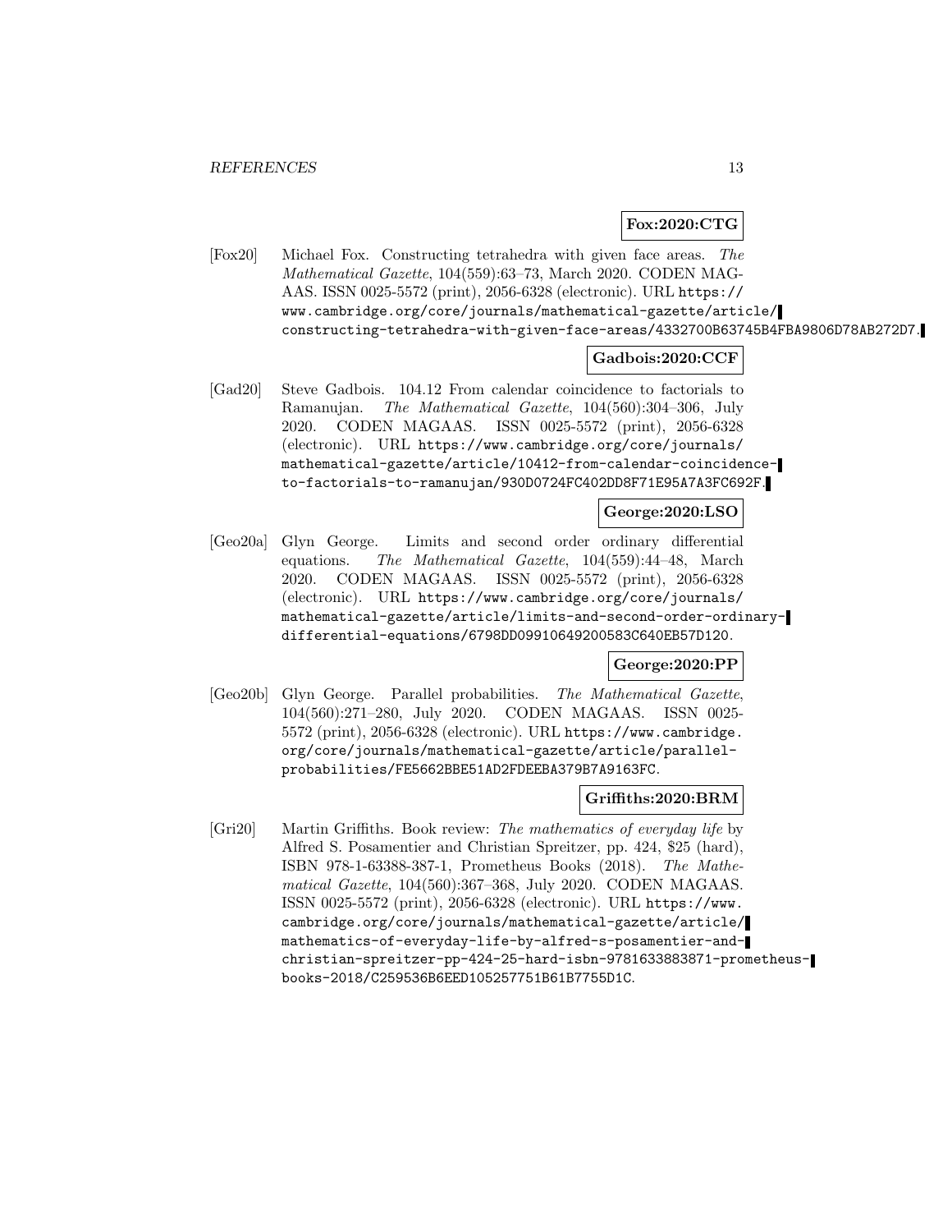**Fox:2020:CTG**

[Fox20] Michael Fox. Constructing tetrahedra with given face areas. *The Mathematical Gazette*, 104(559):63–73, March 2020. CODEN MAGAAS. ISSN 0025-5572 (print), 2056-6328 (electronic). URL https://www.cambridge.org/core/journals/mathematical-gazette/article/constructing-tetrahedra-with-given-face-areas/4332700B63745B4FBA9806D78AB272D7.

**Gadbois:2020:CCF**

[Gad20] Steve Gadbois. 104.12 From calendar coincidence to factorials to Ramanujan. *The Mathematical Gazette*, 104(560):304–306, July 2020. CODEN MAGAAS. ISSN 0025-5572 (print), 2056-6328 (electronic). URL https://www.cambridge.org/core/journals/mathematical-gazette/article/10412-from-calendar-coincidence-to-factorials-to-ramanujan/930D0724FC402DD8F71E95A7A3FC692F.

**George:2020:LSO**

[Geo20a] Glyn George. Limits and second order ordinary differential equations. *The Mathematical Gazette*, 104(559):44–48, March 2020. CODEN MAGAAS. ISSN 0025-5572 (print), 2056-6328 (electronic). URL https://www.cambridge.org/core/journals/mathematical-gazette/article/limits-and-second-order-ordinary-differential-equations/6798DD09910649200583C640EB57D120.

**George:2020:PP**

[Geo20b] Glyn George. Parallel probabilities. *The Mathematical Gazette*, 104(560):271–280, July 2020. CODEN MAGAAS. ISSN 0025-5572 (print), 2056-6328 (electronic). URL https://www.cambridge.org/core/journals/mathematical-gazette/article/parallel-probabilities/FE5662BBE51AD2FDEEBA379B7A9163FC.

**Griffiths:2020:BRM**

[Gri20] Martin Griffiths. Book review: *The mathematics of everyday life* by Alfred S. Posamentier and Christian Spreitzer, pp. 424, $25 (hard), ISBN 978-1-63388-387-1, Prometheus Books (2018). *The Mathematical Gazette*, 104(560):367–368, July 2020. CODEN MAGAAS. ISSN 0025-5572 (print), 2056-6328 (electronic). URL https://www.cambridge.org/core/journals/mathematical-gazette/article/mathematics-of-everyday-life-by-alfred-s-posamentier-and-christian-spreitzer-pp-424-25-hard-isbn-9781633883871-prometheus-books-2018/C259536B6EED105257751B61B7755D1C.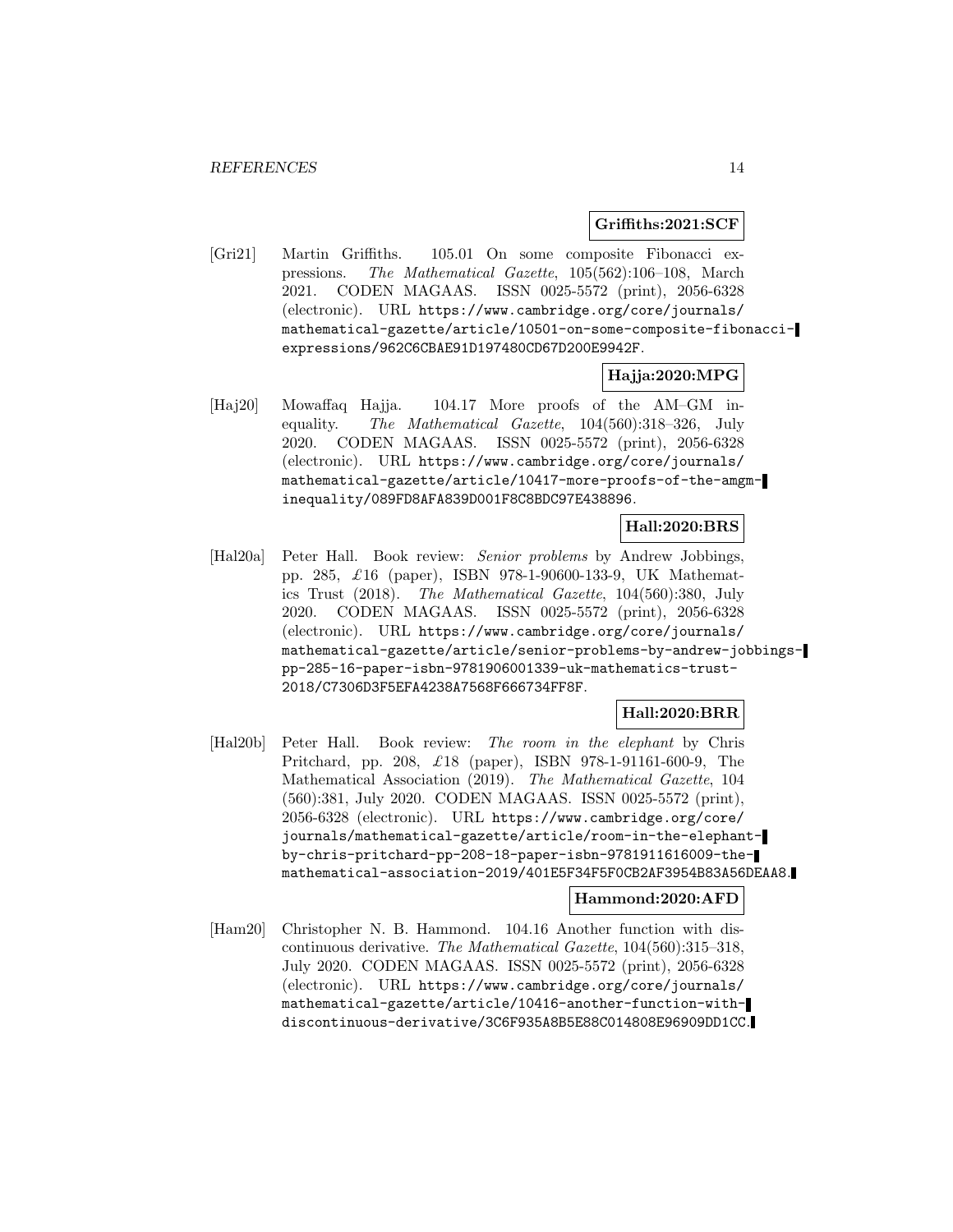**Griffiths:2021:SCF**

[Gri21] Martin Griffiths. 105.01 On some composite Fibonacci expressions. *The Mathematical Gazette*, 105(562):106–108, March 2021. CODEN MAGAAS. ISSN 0025-5572 (print), 2056-6328 (electronic). URL `https://www.cambridge.org/core/journals/mathematical-gazette/article/10501-on-some-composite-fibonacci-expressions/962C6CBAE91D197480CD67D200E9942F`.

**Hajja:2020:MPG**

[Haj20] Mowaffaq Hajja. 104.17 More proofs of the AM–GM inequality. *The Mathematical Gazette*, 104(560):318–326, July 2020. CODEN MAGAAS. ISSN 0025-5572 (print), 2056-6328 (electronic). URL `https://www.cambridge.org/core/journals/mathematical-gazette/article/10417-more-proofs-of-the-amgm-inequality/089FD8AFA839D001F8C8BDC97E438896`.

**Hall:2020:BRS**

[Hal20a] Peter Hall. Book review: *Senior problems* by Andrew Jobbings, pp. 285, £16 (paper), ISBN 978-1-90600-133-9, UK Mathematics Trust (2018). *The Mathematical Gazette*, 104(560):380, July 2020. CODEN MAGAAS. ISSN 0025-5572 (print), 2056-6328 (electronic). URL `https://www.cambridge.org/core/journals/mathematical-gazette/article/senior-problems-by-andrew-jobbings-pp-285-16-paper-isbn-9781906001339-uk-mathematics-trust-2018/C7306D3F5EFA4238A7568F666734FF8F`.

**Hall:2020:BRR**

[Hal20b] Peter Hall. Book review: *The room in the elephant* by Chris Pritchard, pp. 208, £18 (paper), ISBN 978-1-91161-600-9, The Mathematical Association (2019). *The Mathematical Gazette*, 104 (560):381, July 2020. CODEN MAGAAS. ISSN 0025-5572 (print), 2056-6328 (electronic). URL `https://www.cambridge.org/core/journals/mathematical-gazette/article/room-in-the-elephant-by-chris-pritchard-pp-208-18-paper-isbn-9781911616009-the-mathematical-association-2019/401E5F34F5F0CB2AF3954B83A56DEAA8`.

**Hammond:2020:AFD**

[Ham20] Christopher N. B. Hammond. 104.16 Another function with discontinuous derivative. *The Mathematical Gazette*, 104(560):315–318, July 2020. CODEN MAGAAS. ISSN 0025-5572 (print), 2056-6328 (electronic). URL `https://www.cambridge.org/core/journals/mathematical-gazette/article/10416-another-function-with-discontinuous-derivative/3C6F935A8B5E88C014808E96909DD1CC`.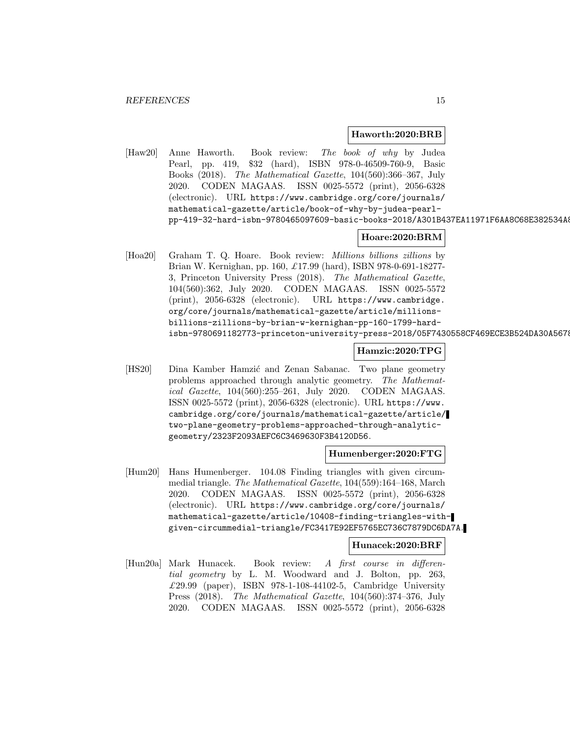**Haworth:2020:BRB**

[Haw20] Anne Haworth. Book review: *The book of why* by Judea Pearl, pp. 419, \$32 (hard), ISBN 978-0-46509-760-9, Basic Books (2018). *The Mathematical Gazette*, 104(560):366–367, July 2020. CODEN MAGAAS. ISSN 0025-5572 (print), 2056-6328 (electronic). URL `https://www.cambridge.org/core/journals/mathematical-gazette/article/book-of-why-by-judea-pearl-pp-419-32-hard-isbn-9780465097609-basic-books-2018/A301B437EA11971F6AA8C68E382534A8`

**Hoare:2020:BRM**

[Hoa20] Graham T. Q. Hoare. Book review: *Millions billions zillions* by Brian W. Kernighan, pp. 160, £17.99 (hard), ISBN 978-0-691-18277-3, Princeton University Press (2018). *The Mathematical Gazette*, 104(560):362, July 2020. CODEN MAGAAS. ISSN 0025-5572 (print), 2056-6328 (electronic). URL `https://www.cambridge.org/core/journals/mathematical-gazette/article/millions-billions-zillions-by-brian-w-kernighan-pp-160-1799-hard-isbn-9780691182773-princeton-university-press-2018/05F7430558CF469ECE3B524DA30A5678`

**Hamzic:2020:TPG**

[HS20] Dina Kamber Hamzić and Zenan Sabanac. Two plane geometry problems approached through analytic geometry. *The Mathematical Gazette*, 104(560):255–261, July 2020. CODEN MAGAAS. ISSN 0025-5572 (print), 2056-6328 (electronic). URL `https://www.cambridge.org/core/journals/mathematical-gazette/article/two-plane-geometry-problems-approached-through-analytic-geometry/2323F2093AEFC6C3469630F3B4120D56`.

**Humenberger:2020:FTG**

[Hum20] Hans Humenberger. 104.08 Finding triangles with given circummedial triangle. *The Mathematical Gazette*, 104(559):164–168, March 2020. CODEN MAGAAS. ISSN 0025-5572 (print), 2056-6328 (electronic). URL `https://www.cambridge.org/core/journals/mathematical-gazette/article/10408-finding-triangles-with-given-circummedial-triangle/FC3417E92EF5765EC736C7879DC6DA7A`.

**Hunacek:2020:BRF**

[Hun20a] Mark Hunacek. Book review: *A first course in differential geometry* by L. M. Woodward and J. Bolton, pp. 263, £29.99 (paper), ISBN 978-1-108-44102-5, Cambridge University Press (2018). *The Mathematical Gazette*, 104(560):374–376, July 2020. CODEN MAGAAS. ISSN 0025-5572 (print), 2056-6328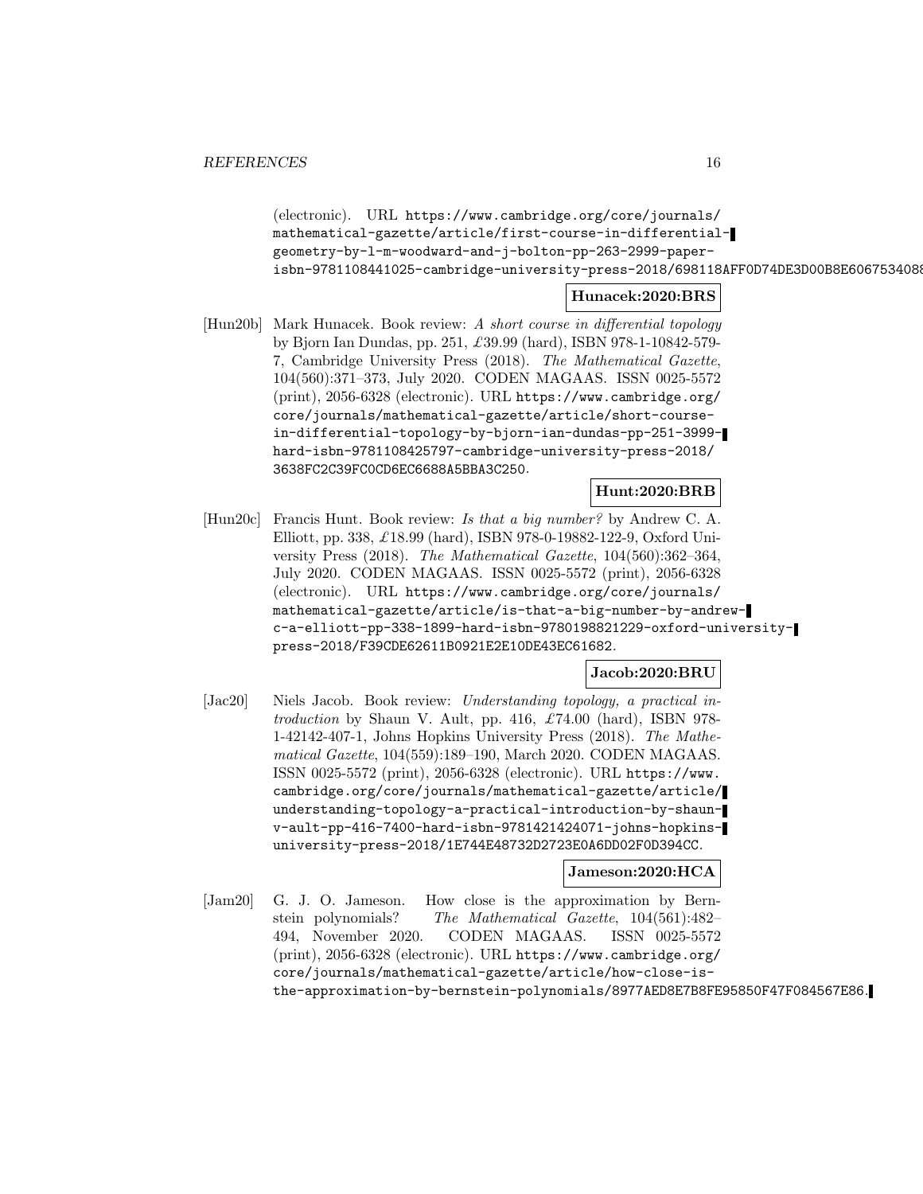(electronic). URL https://www.cambridge.org/core/journals/mathematical-gazette/article/first-course-in-differential-geometry-by-l-m-woodward-and-j-bolton-pp-263-2999-paper-isbn-9781108441025-cambridge-university-press-2018/698118AFF0D74DE3D00B8E6067534088

**Hunacek:2020:BRS**

[Hun20b] Mark Hunacek. Book review: *A short course in differential topology* by Bjorn Ian Dundas, pp. 251, £39.99 (hard), ISBN 978-1-10842-579-7, Cambridge University Press (2018). *The Mathematical Gazette*, 104(560):371–373, July 2020. CODEN MAGAAS. ISSN 0025-5572 (print), 2056-6328 (electronic). URL https://www.cambridge.org/core/journals/mathematical-gazette/article/short-course-in-differential-topology-by-bjorn-ian-dundas-pp-251-3999-hard-isbn-9781108425797-cambridge-university-press-2018/3638FC2C39FC0CD6EC6688A5BBA3C250.

**Hunt:2020:BRB**

[Hun20c] Francis Hunt. Book review: *Is that a big number?* by Andrew C. A. Elliott, pp. 338, £18.99 (hard), ISBN 978-0-19882-122-9, Oxford University Press (2018). *The Mathematical Gazette*, 104(560):362–364, July 2020. CODEN MAGAAS. ISSN 0025-5572 (print), 2056-6328 (electronic). URL https://www.cambridge.org/core/journals/mathematical-gazette/article/is-that-a-big-number-by-andrew-c-a-elliott-pp-338-1899-hard-isbn-9780198821229-oxford-university-press-2018/F39CDE62611B0921E2E10DE43EC61682.

**Jacob:2020:BRU**

[Jac20] Niels Jacob. Book review: *Understanding topology, a practical introduction* by Shaun V. Ault, pp. 416, £74.00 (hard), ISBN 978-1-42142-407-1, Johns Hopkins University Press (2018). *The Mathematical Gazette*, 104(559):189–190, March 2020. CODEN MAGAAS. ISSN 0025-5572 (print), 2056-6328 (electronic). URL https://www.cambridge.org/core/journals/mathematical-gazette/article/understanding-topology-a-practical-introduction-by-shaun-v-ault-pp-416-7400-hard-isbn-9781421424071-johns-hopkins-university-press-2018/1E744E48732D2723E0A6DD02F0D394CC.

**Jameson:2020:HCA**

[Jam20] G. J. O. Jameson. How close is the approximation by Bernstein polynomials? *The Mathematical Gazette*, 104(561):482–494, November 2020. CODEN MAGAAS. ISSN 0025-5572 (print), 2056-6328 (electronic). URL https://www.cambridge.org/core/journals/mathematical-gazette/article/how-close-is-the-approximation-by-bernstein-polynomials/8977AED8E7B8FE95850F47F084567E86.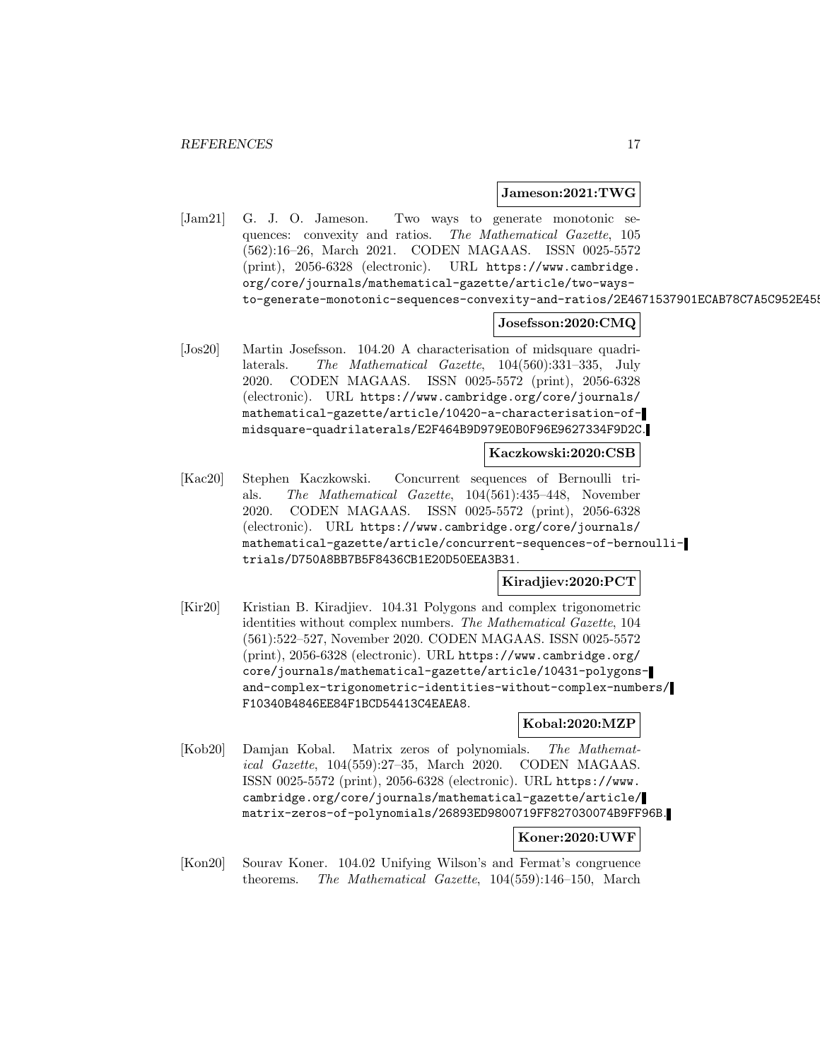**Jameson:2021:TWG**

[Jam21] G. J. O. Jameson. Two ways to generate monotonic sequences: convexity and ratios. *The Mathematical Gazette*, 105 (562):16–26, March 2021. CODEN MAGAAS. ISSN 0025-5572 (print), 2056-6328 (electronic). URL `https://www.cambridge.org/core/journals/mathematical-gazette/article/two-ways-to-generate-monotonic-sequences-convexity-and-ratios/2E4671537901ECAB78C7A5C952E455`

**Josefsson:2020:CMQ**

[Jos20] Martin Josefsson. 104.20 A characterisation of midsquare quadrilaterals. *The Mathematical Gazette*, 104(560):331–335, July 2020. CODEN MAGAAS. ISSN 0025-5572 (print), 2056-6328 (electronic). URL `https://www.cambridge.org/core/journals/mathematical-gazette/article/10420-a-characterisation-of-midsquare-quadrilaterals/E2F464B9D979E0B0F96E9627334F9D2C`.

**Kaczkowski:2020:CSB**

[Kac20] Stephen Kaczkowski. Concurrent sequences of Bernoulli trials. *The Mathematical Gazette*, 104(561):435–448, November 2020. CODEN MAGAAS. ISSN 0025-5572 (print), 2056-6328 (electronic). URL `https://www.cambridge.org/core/journals/mathematical-gazette/article/concurrent-sequences-of-bernoulli-trials/D750A8BB7B5F8436CB1E20D50EEA3B31`.

**Kiradjiev:2020:PCT**

[Kir20] Kristian B. Kiradjiev. 104.31 Polygons and complex trigonometric identities without complex numbers. *The Mathematical Gazette*, 104 (561):522–527, November 2020. CODEN MAGAAS. ISSN 0025-5572 (print), 2056-6328 (electronic). URL `https://www.cambridge.org/core/journals/mathematical-gazette/article/10431-polygons-and-complex-trigonometric-identities-without-complex-numbers/F10340B4846EE84F1BCD54413C4EAEA8`.

**Kobal:2020:MZP**

[Kob20] Damjan Kobal. Matrix zeros of polynomials. *The Mathematical Gazette*, 104(559):27–35, March 2020. CODEN MAGAAS. ISSN 0025-5572 (print), 2056-6328 (electronic). URL `https://www.cambridge.org/core/journals/mathematical-gazette/article/matrix-zeros-of-polynomials/26893ED9800719FF827030074B9FF96B`.

**Koner:2020:UWF**

[Kon20] Sourav Koner. 104.02 Unifying Wilson's and Fermat's congruence theorems. *The Mathematical Gazette*, 104(559):146–150, March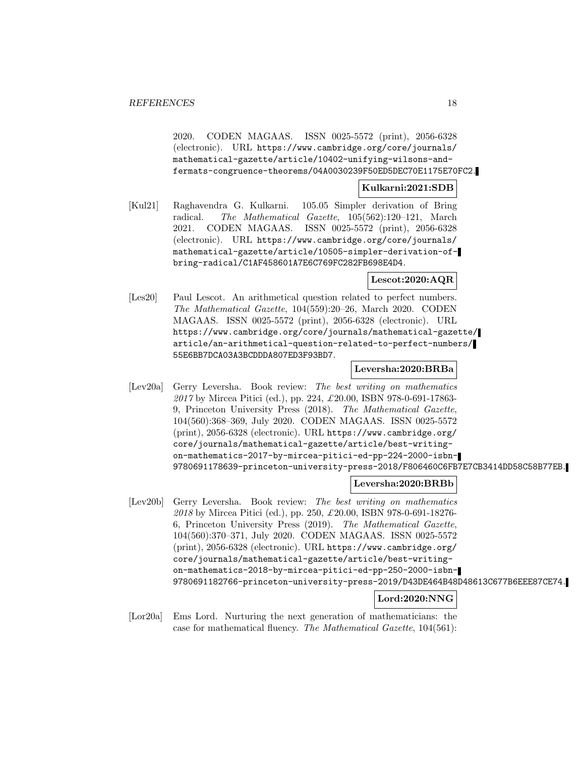2020. CODEN MAGAAS. ISSN 0025-5572 (print), 2056-6328 (electronic). URL https://www.cambridge.org/core/journals/mathematical-gazette/article/10402-unifying-wilsons-and-fermats-congruence-theorems/04A0030239F50ED5DEC70E1175E70FC2.

**Kulkarni:2021:SDB**

[Kul21] Raghavendra G. Kulkarni. 105.05 Simpler derivation of Bring radical. *The Mathematical Gazette*, 105(562):120–121, March 2021. CODEN MAGAAS. ISSN 0025-5572 (print), 2056-6328 (electronic). URL https://www.cambridge.org/core/journals/mathematical-gazette/article/10505-simpler-derivation-of-bring-radical/C1AF458601A7E6C769FC282FB698E4D4.

**Lescot:2020:AQR**

[Les20] Paul Lescot. An arithmetical question related to perfect numbers. *The Mathematical Gazette*, 104(559):20–26, March 2020. CODEN MAGAAS. ISSN 0025-5572 (print), 2056-6328 (electronic). URL https://www.cambridge.org/core/journals/mathematical-gazette/article/an-arithmetical-question-related-to-perfect-numbers/55E6BB7DCA03A3BCDDDA807ED3F93BD7.

**Leversha:2020:BRBa**

[Lev20a] Gerry Leversha. Book review: *The best writing on mathematics 2017* by Mircea Pitici (ed.), pp. 224, £20.00, ISBN 978-0-691-17863-9, Princeton University Press (2018). *The Mathematical Gazette*, 104(560):368–369, July 2020. CODEN MAGAAS. ISSN 0025-5572 (print), 2056-6328 (electronic). URL https://www.cambridge.org/core/journals/mathematical-gazette/article/best-writing-on-mathematics-2017-by-mircea-pitici-ed-pp-224-2000-isbn-9780691178639-princeton-university-press-2018/F806460C6FB7E7CB3414DD58C58B77EB.

**Leversha:2020:BRBb**

[Lev20b] Gerry Leversha. Book review: *The best writing on mathematics 2018* by Mircea Pitici (ed.), pp. 250, £20.00, ISBN 978-0-691-18276-6, Princeton University Press (2019). *The Mathematical Gazette*, 104(560):370–371, July 2020. CODEN MAGAAS. ISSN 0025-5572 (print), 2056-6328 (electronic). URL https://www.cambridge.org/core/journals/mathematical-gazette/article/best-writing-on-mathematics-2018-by-mircea-pitici-ed-pp-250-2000-isbn-9780691182766-princeton-university-press-2019/D43DE464B48D48613C677B6EEE87CE74.

**Lord:2020:NNG**

[Lor20a] Ems Lord. Nurturing the next generation of mathematicians: the case for mathematical fluency. *The Mathematical Gazette*, 104(561):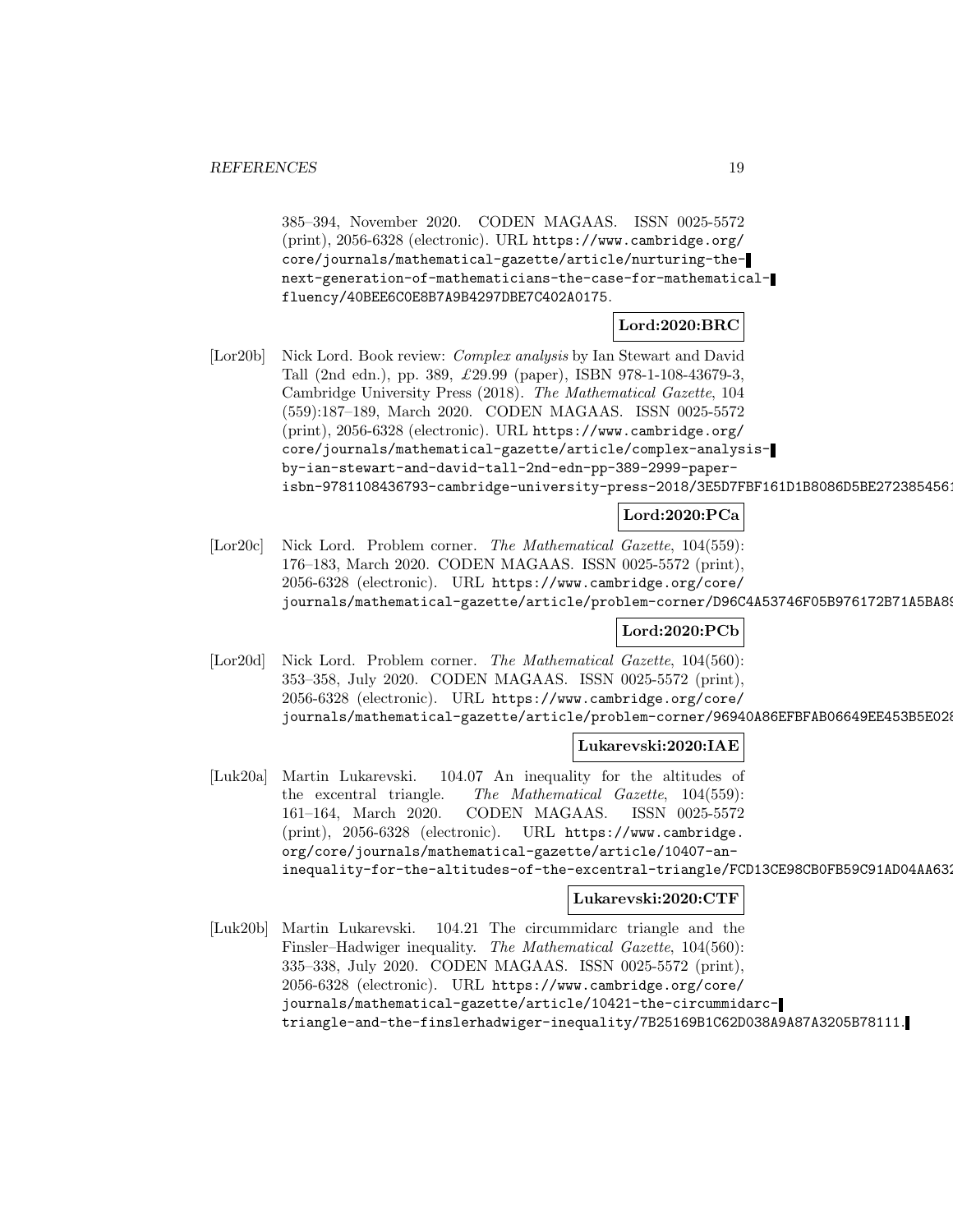385–394, November 2020. CODEN MAGAAS. ISSN 0025-5572 (print), 2056-6328 (electronic). URL https://www.cambridge.org/core/journals/mathematical-gazette/article/nurturing-the-next-generation-of-mathematicians-the-case-for-mathematical-fluency/40BEE6C0E8B7A9B4297DBE7C402A0175.

**Lord:2020:BRC**

[Lor20b] Nick Lord. Book review: *Complex analysis* by Ian Stewart and David Tall (2nd edn.), pp. 389, £29.99 (paper), ISBN 978-1-108-43679-3, Cambridge University Press (2018). *The Mathematical Gazette*, 104 (559):187–189, March 2020. CODEN MAGAAS. ISSN 0025-5572 (print), 2056-6328 (electronic). URL https://www.cambridge.org/core/journals/mathematical-gazette/article/complex-analysis-by-ian-stewart-and-david-tall-2nd-edn-pp-389-2999-paper-isbn-9781108436793-cambridge-university-press-2018/3E5D7FBF161D1B8086D5BE272385456

**Lord:2020:PCa**

[Lor20c] Nick Lord. Problem corner. *The Mathematical Gazette*, 104(559): 176–183, March 2020. CODEN MAGAAS. ISSN 0025-5572 (print), 2056-6328 (electronic). URL https://www.cambridge.org/core/journals/mathematical-gazette/article/problem-corner/D96C4A53746F05B976172B71A5BA8

**Lord:2020:PCb**

[Lor20d] Nick Lord. Problem corner. *The Mathematical Gazette*, 104(560): 353–358, July 2020. CODEN MAGAAS. ISSN 0025-5572 (print), 2056-6328 (electronic). URL https://www.cambridge.org/core/journals/mathematical-gazette/article/problem-corner/96940A86EFBFAB06649EE453B5E02

**Lukarevski:2020:IAE**

[Luk20a] Martin Lukarevski. 104.07 An inequality for the altitudes of the excentral triangle. *The Mathematical Gazette*, 104(559): 161–164, March 2020. CODEN MAGAAS. ISSN 0025-5572 (print), 2056-6328 (electronic). URL https://www.cambridge.org/core/journals/mathematical-gazette/article/10407-an-inequality-for-the-altitudes-of-the-excentral-triangle/FCD13CE98CB0FB59C91AD04AA63

**Lukarevski:2020:CTF**

[Luk20b] Martin Lukarevski. 104.21 The circummidarc triangle and the Finsler–Hadwiger inequality. *The Mathematical Gazette*, 104(560): 335–338, July 2020. CODEN MAGAAS. ISSN 0025-5572 (print), 2056-6328 (electronic). URL https://www.cambridge.org/core/journals/mathematical-gazette/article/10421-the-circummidarc-triangle-and-the-finslerhadwiger-inequality/7B25169B1C62D038A9A87A3205B78111.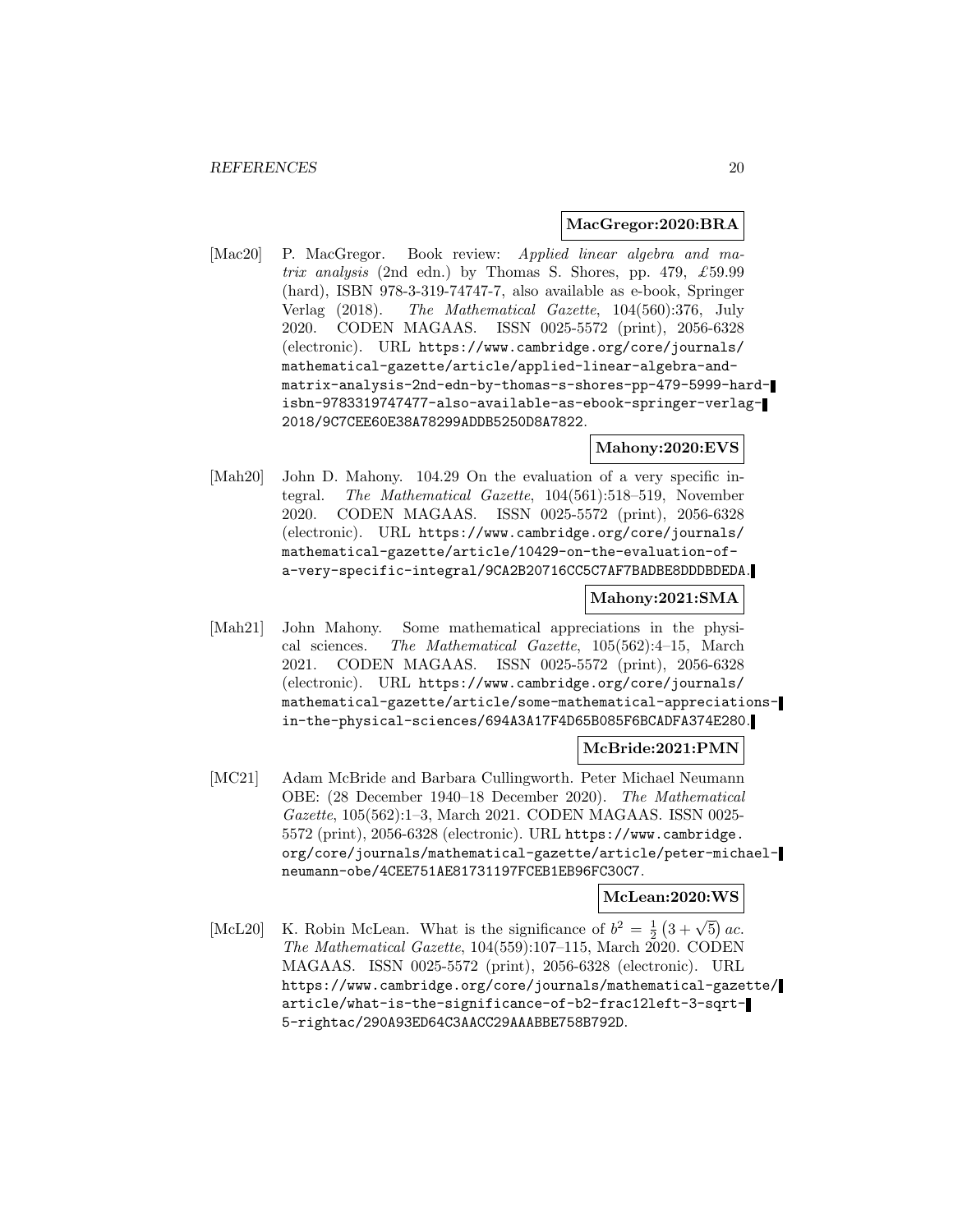**MacGregor:2020:BRA**

[Mac20] P. MacGregor. Book review: *Applied linear algebra and matrix analysis* (2nd edn.) by Thomas S. Shores, pp. 479, £59.99 (hard), ISBN 978-3-319-74747-7, also available as e-book, Springer Verlag (2018). *The Mathematical Gazette*, 104(560):376, July 2020. CODEN MAGAAS. ISSN 0025-5572 (print), 2056-6328 (electronic). URL https://www.cambridge.org/core/journals/mathematical-gazette/article/applied-linear-algebra-and-matrix-analysis-2nd-edn-by-thomas-s-shores-pp-479-5999-hard-isbn-9783319747477-also-available-as-ebook-springer-verlag-2018/9C7CEE60E38A78299ADDB5250D8A7822.

**Mahony:2020:EVS**

[Mah20] John D. Mahony. 104.29 On the evaluation of a very specific integral. *The Mathematical Gazette*, 104(561):518–519, November 2020. CODEN MAGAAS. ISSN 0025-5572 (print), 2056-6328 (electronic). URL https://www.cambridge.org/core/journals/mathematical-gazette/article/10429-on-the-evaluation-of-a-very-specific-integral/9CA2B20716CC5C7AF7BADBE8DDDBDEDA.

**Mahony:2021:SMA**

[Mah21] John Mahony. Some mathematical appreciations in the physical sciences. *The Mathematical Gazette*, 105(562):4–15, March 2021. CODEN MAGAAS. ISSN 0025-5572 (print), 2056-6328 (electronic). URL https://www.cambridge.org/core/journals/mathematical-gazette/article/some-mathematical-appreciations-in-the-physical-sciences/694A3A17F4D65B085F6BCADFA374E280.

**McBride:2021:PMN**

[MC21] Adam McBride and Barbara Cullingworth. Peter Michael Neumann OBE: (28 December 1940–18 December 2020). *The Mathematical Gazette*, 105(562):1–3, March 2021. CODEN MAGAAS. ISSN 0025-5572 (print), 2056-6328 (electronic). URL https://www.cambridge.org/core/journals/mathematical-gazette/article/peter-michael-neumann-obe/4CEE751AE81731197FCEB1EB96FC30C7.

**McLean:2020:WS**

[McL20] K. Robin McLean. What is the significance of $b^2 = \frac{1}{2}\left(3 + \sqrt{5}\right) ac$. *The Mathematical Gazette*, 104(559):107–115, March 2020. CODEN MAGAAS. ISSN 0025-5572 (print), 2056-6328 (electronic). URL https://www.cambridge.org/core/journals/mathematical-gazette/article/what-is-the-significance-of-b2-frac12left-3-sqrt-5-rightac/290A93ED64C3AACC29AAABBE758B792D.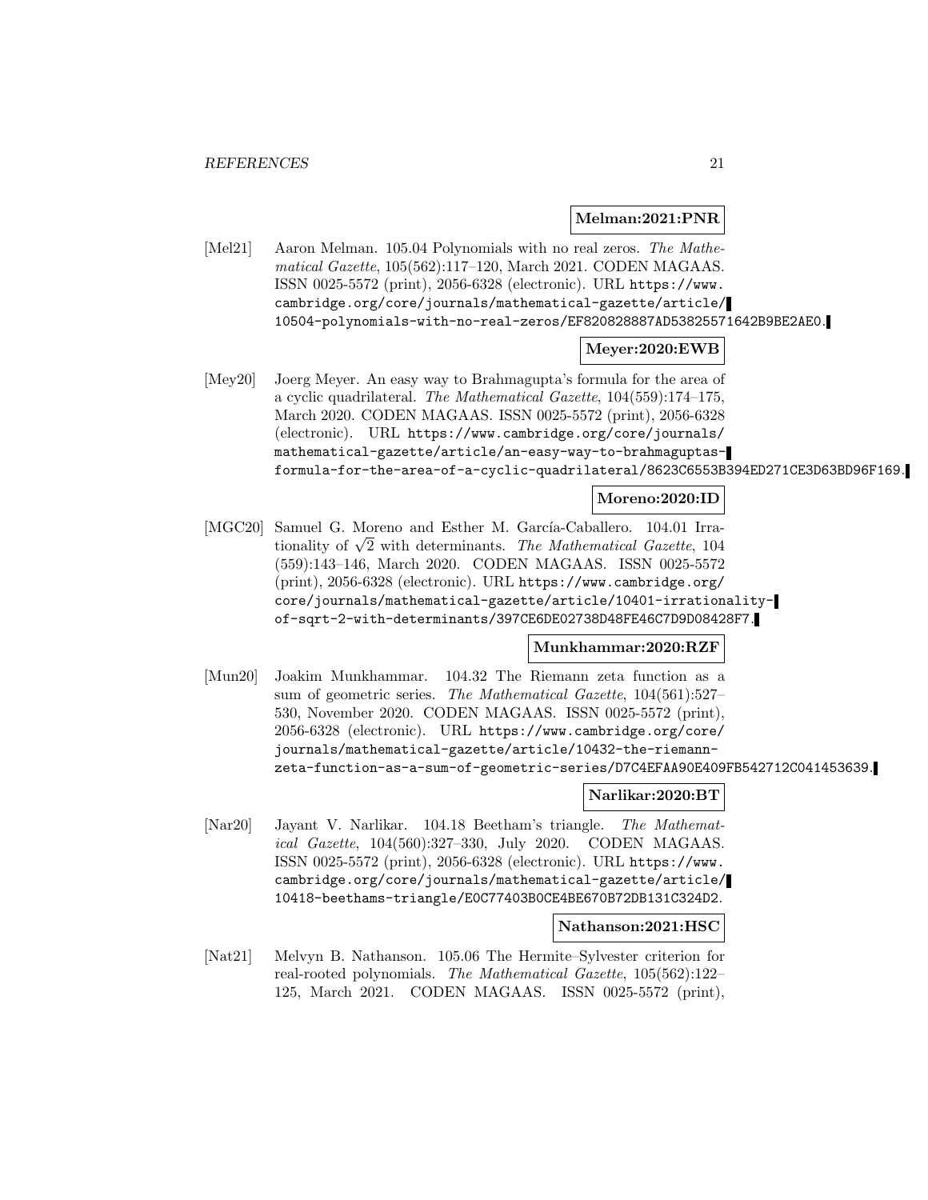**Melman:2021:PNR**

[Mel21] Aaron Melman. 105.04 Polynomials with no real zeros. *The Mathematical Gazette*, 105(562):117–120, March 2021. CODEN MAGAAS. ISSN 0025-5572 (print), 2056-6328 (electronic). URL `https://www.cambridge.org/core/journals/mathematical-gazette/article/10504-polynomials-with-no-real-zeros/EF820828887AD53825571642B9BE2AE0`.

**Meyer:2020:EWB**

[Mey20] Joerg Meyer. An easy way to Brahmagupta's formula for the area of a cyclic quadrilateral. *The Mathematical Gazette*, 104(559):174–175, March 2020. CODEN MAGAAS. ISSN 0025-5572 (print), 2056-6328 (electronic). URL `https://www.cambridge.org/core/journals/mathematical-gazette/article/an-easy-way-to-brahmaguptas-formula-for-the-area-of-a-cyclic-quadrilateral/8623C6553B394ED271CE3D63BD96F169`.

**Moreno:2020:ID**

[MGC20] Samuel G. Moreno and Esther M. García-Caballero. 104.01 Irrationality of $\sqrt{2}$ with determinants. *The Mathematical Gazette*, 104 (559):143–146, March 2020. CODEN MAGAAS. ISSN 0025-5572 (print), 2056-6328 (electronic). URL `https://www.cambridge.org/core/journals/mathematical-gazette/article/10401-irrationality-of-sqrt-2-with-determinants/397CE6DE02738D48FE46C7D9D08428F7`.

**Munkhammar:2020:RZF**

[Mun20] Joakim Munkhammar. 104.32 The Riemann zeta function as a sum of geometric series. *The Mathematical Gazette*, 104(561):527–530, November 2020. CODEN MAGAAS. ISSN 0025-5572 (print), 2056-6328 (electronic). URL `https://www.cambridge.org/core/journals/mathematical-gazette/article/10432-the-riemann-zeta-function-as-a-sum-of-geometric-series/D7C4EFAA90E409FB542712C041453639`.

**Narlikar:2020:BT**

[Nar20] Jayant V. Narlikar. 104.18 Beetham's triangle. *The Mathematical Gazette*, 104(560):327–330, July 2020. CODEN MAGAAS. ISSN 0025-5572 (print), 2056-6328 (electronic). URL `https://www.cambridge.org/core/journals/mathematical-gazette/article/10418-beethams-triangle/E0C77403B0CE4BE670B72DB131C324D2`.

**Nathanson:2021:HSC**

[Nat21] Melvyn B. Nathanson. 105.06 The Hermite–Sylvester criterion for real-rooted polynomials. *The Mathematical Gazette*, 105(562):122–125, March 2021. CODEN MAGAAS. ISSN 0025-5572 (print),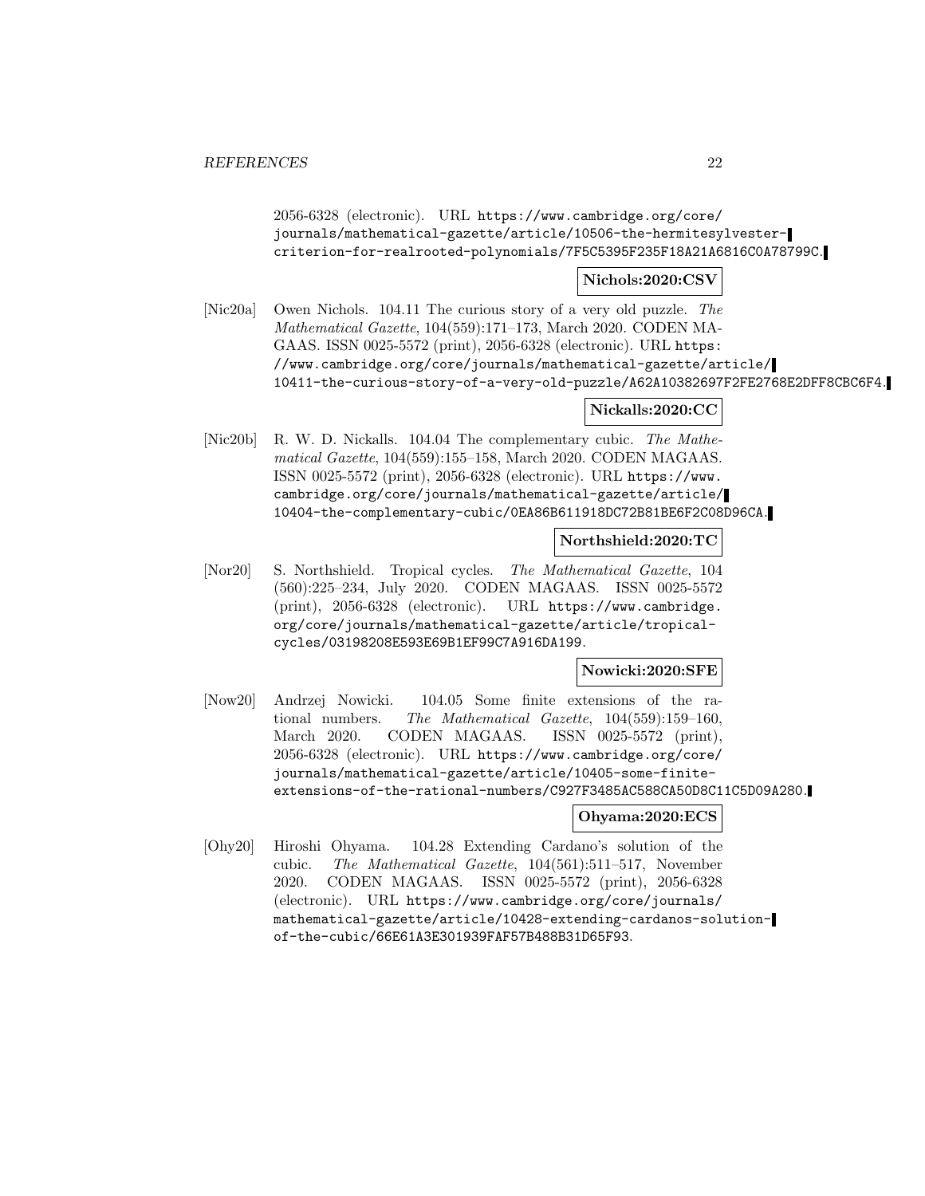2056-6328 (electronic). URL https://www.cambridge.org/core/journals/mathematical-gazette/article/10506-the-hermitesylvester-criterion-for-realrooted-polynomials/7F5C5395F235F18A21A6816C0A78799C.

**Nichols:2020:CSV**

[Nic20a] Owen Nichols. 104.11 The curious story of a very old puzzle. *The Mathematical Gazette*, 104(559):171–173, March 2020. CODEN MAGAAS. ISSN 0025-5572 (print), 2056-6328 (electronic). URL https://www.cambridge.org/core/journals/mathematical-gazette/article/10411-the-curious-story-of-a-very-old-puzzle/A62A10382697F2FE2768E2DFF8CBC6F4.

**Nickalls:2020:CC**

[Nic20b] R. W. D. Nickalls. 104.04 The complementary cubic. *The Mathematical Gazette*, 104(559):155–158, March 2020. CODEN MAGAAS. ISSN 0025-5572 (print), 2056-6328 (electronic). URL https://www.cambridge.org/core/journals/mathematical-gazette/article/10404-the-complementary-cubic/0EA86B611918DC72B81BE6F2C08D96CA.

**Northshield:2020:TC**

[Nor20] S. Northshield. Tropical cycles. *The Mathematical Gazette*, 104 (560):225–234, July 2020. CODEN MAGAAS. ISSN 0025-5572 (print), 2056-6328 (electronic). URL https://www.cambridge.org/core/journals/mathematical-gazette/article/tropical-cycles/03198208E593E69B1EF99C7A916DA199.

**Nowicki:2020:SFE**

[Now20] Andrzej Nowicki. 104.05 Some finite extensions of the rational numbers. *The Mathematical Gazette*, 104(559):159–160, March 2020. CODEN MAGAAS. ISSN 0025-5572 (print), 2056-6328 (electronic). URL https://www.cambridge.org/core/journals/mathematical-gazette/article/10405-some-finite-extensions-of-the-rational-numbers/C927F3485AC588CA50D8C11C5D09A280.

**Ohyama:2020:ECS**

[Ohy20] Hiroshi Ohyama. 104.28 Extending Cardano's solution of the cubic. *The Mathematical Gazette*, 104(561):511–517, November 2020. CODEN MAGAAS. ISSN 0025-5572 (print), 2056-6328 (electronic). URL https://www.cambridge.org/core/journals/mathematical-gazette/article/10428-extending-cardanos-solution-of-the-cubic/66E61A3E301939FAF57B488B31D65F93.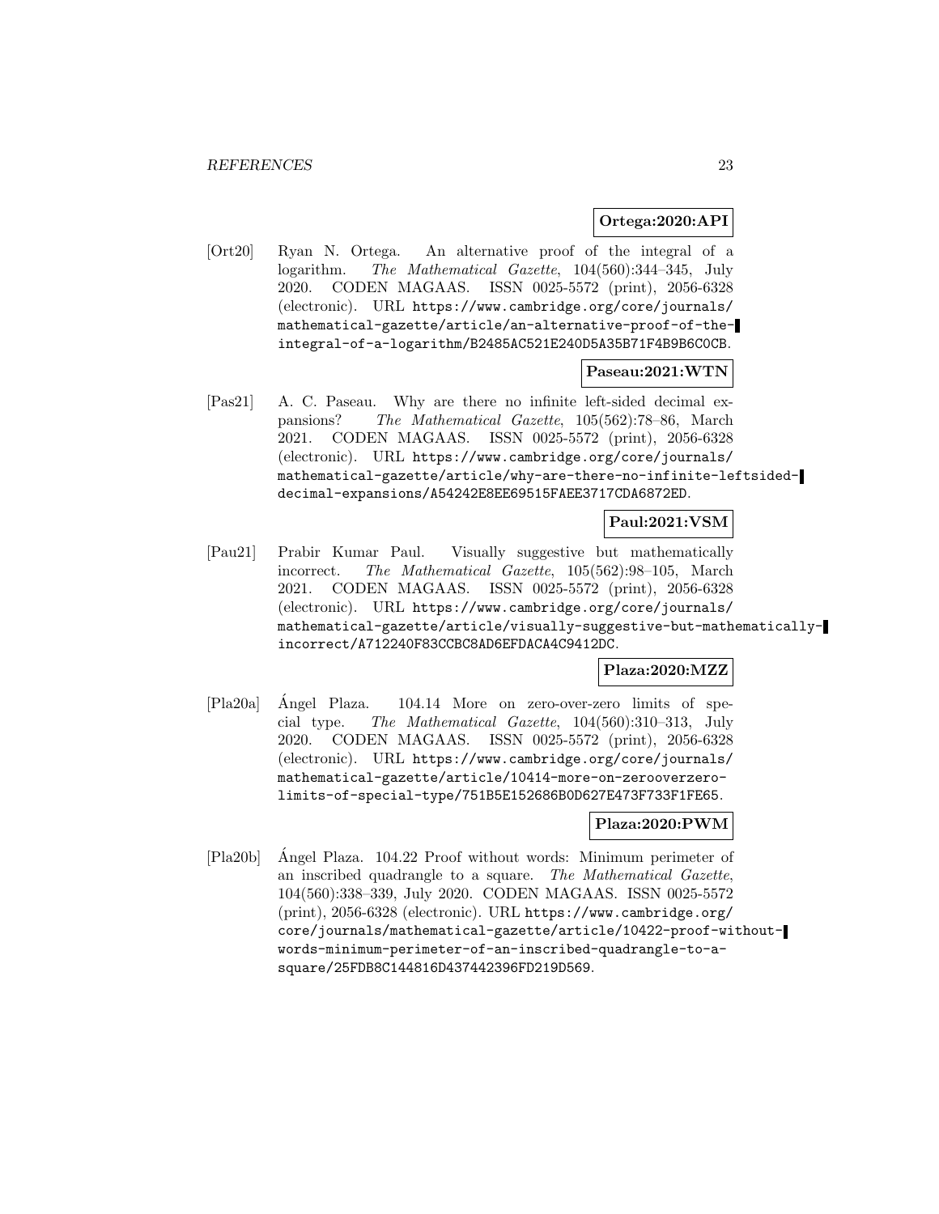**Ortega:2020:API**

[Ort20] Ryan N. Ortega. An alternative proof of the integral of a logarithm. *The Mathematical Gazette*, 104(560):344–345, July 2020. CODEN MAGAAS. ISSN 0025-5572 (print), 2056-6328 (electronic). URL https://www.cambridge.org/core/journals/mathematical-gazette/article/an-alternative-proof-of-the-integral-of-a-logarithm/B2485AC521E240D5A35B71F4B9B6C0CB.

**Paseau:2021:WTN**

[Pas21] A. C. Paseau. Why are there no infinite left-sided decimal expansions? *The Mathematical Gazette*, 105(562):78–86, March 2021. CODEN MAGAAS. ISSN 0025-5572 (print), 2056-6328 (electronic). URL https://www.cambridge.org/core/journals/mathematical-gazette/article/why-are-there-no-infinite-leftsided-decimal-expansions/A54242E8EE69515FAEE3717CDA6872ED.

**Paul:2021:VSM**

[Pau21] Prabir Kumar Paul. Visually suggestive but mathematically incorrect. *The Mathematical Gazette*, 105(562):98–105, March 2021. CODEN MAGAAS. ISSN 0025-5572 (print), 2056-6328 (electronic). URL https://www.cambridge.org/core/journals/mathematical-gazette/article/visually-suggestive-but-mathematically-incorrect/A712240F83CCBC8AD6EFDACA4C9412DC.

**Plaza:2020:MZZ**

[Pla20a] Ángel Plaza. 104.14 More on zero-over-zero limits of special type. *The Mathematical Gazette*, 104(560):310–313, July 2020. CODEN MAGAAS. ISSN 0025-5572 (print), 2056-6328 (electronic). URL https://www.cambridge.org/core/journals/mathematical-gazette/article/10414-more-on-zerooverzero-limits-of-special-type/751B5E152686B0D627E473F733F1FE65.

**Plaza:2020:PWM**

[Pla20b] Ángel Plaza. 104.22 Proof without words: Minimum perimeter of an inscribed quadrangle to a square. *The Mathematical Gazette*, 104(560):338–339, July 2020. CODEN MAGAAS. ISSN 0025-5572 (print), 2056-6328 (electronic). URL https://www.cambridge.org/core/journals/mathematical-gazette/article/10422-proof-without-words-minimum-perimeter-of-an-inscribed-quadrangle-to-a-square/25FDB8C144816D437442396FD219D569.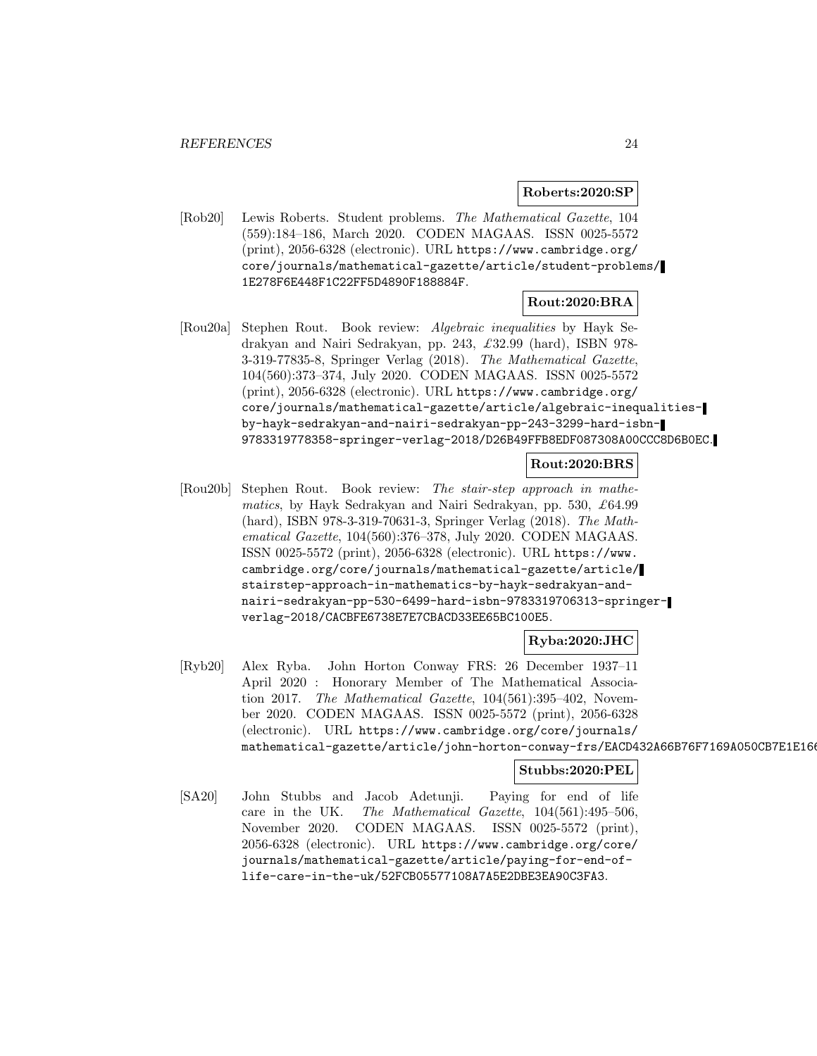**Roberts:2020:SP**

[Rob20] Lewis Roberts. Student problems. *The Mathematical Gazette*, 104 (559):184–186, March 2020. CODEN MAGAAS. ISSN 0025-5572 (print), 2056-6328 (electronic). URL `https://www.cambridge.org/core/journals/mathematical-gazette/article/student-problems/1E278F6E448F1C22FF5D4890F188884F`.

**Rout:2020:BRA**

[Rou20a] Stephen Rout. Book review: *Algebraic inequalities* by Hayk Sedrakyan and Nairi Sedrakyan, pp. 243, £32.99 (hard), ISBN 978-3-319-77835-8, Springer Verlag (2018). *The Mathematical Gazette*, 104(560):373–374, July 2020. CODEN MAGAAS. ISSN 0025-5572 (print), 2056-6328 (electronic). URL `https://www.cambridge.org/core/journals/mathematical-gazette/article/algebraic-inequalities-by-hayk-sedrakyan-and-nairi-sedrakyan-pp-243-3299-hard-isbn-9783319778358-springer-verlag-2018/D26B49FFB8EDF087308A00CCC8D6B0EC`.

**Rout:2020:BRS**

[Rou20b] Stephen Rout. Book review: *The stair-step approach in mathematics*, by Hayk Sedrakyan and Nairi Sedrakyan, pp. 530, £64.99 (hard), ISBN 978-3-319-70631-3, Springer Verlag (2018). *The Mathematical Gazette*, 104(560):376–378, July 2020. CODEN MAGAAS. ISSN 0025-5572 (print), 2056-6328 (electronic). URL `https://www.cambridge.org/core/journals/mathematical-gazette/article/stairstep-approach-in-mathematics-by-hayk-sedrakyan-and-nairi-sedrakyan-pp-530-6499-hard-isbn-9783319706313-springer-verlag-2018/CACBFE6738E7E7CBACD33EE65BC100E5`.

**Ryba:2020:JHC**

[Ryb20] Alex Ryba. John Horton Conway FRS: 26 December 1937–11 April 2020 : Honorary Member of The Mathematical Association 2017. *The Mathematical Gazette*, 104(561):395–402, November 2020. CODEN MAGAAS. ISSN 0025-5572 (print), 2056-6328 (electronic). URL `https://www.cambridge.org/core/journals/mathematical-gazette/article/john-horton-conway-frs/EACD432A66B76F7169A050CB7E1E16`

**Stubbs:2020:PEL**

[SA20] John Stubbs and Jacob Adetunji. Paying for end of life care in the UK. *The Mathematical Gazette*, 104(561):495–506, November 2020. CODEN MAGAAS. ISSN 0025-5572 (print), 2056-6328 (electronic). URL `https://www.cambridge.org/core/journals/mathematical-gazette/article/paying-for-end-of-life-care-in-the-uk/52FCB05577108A7A5E2DBE3EA90C3FA3`.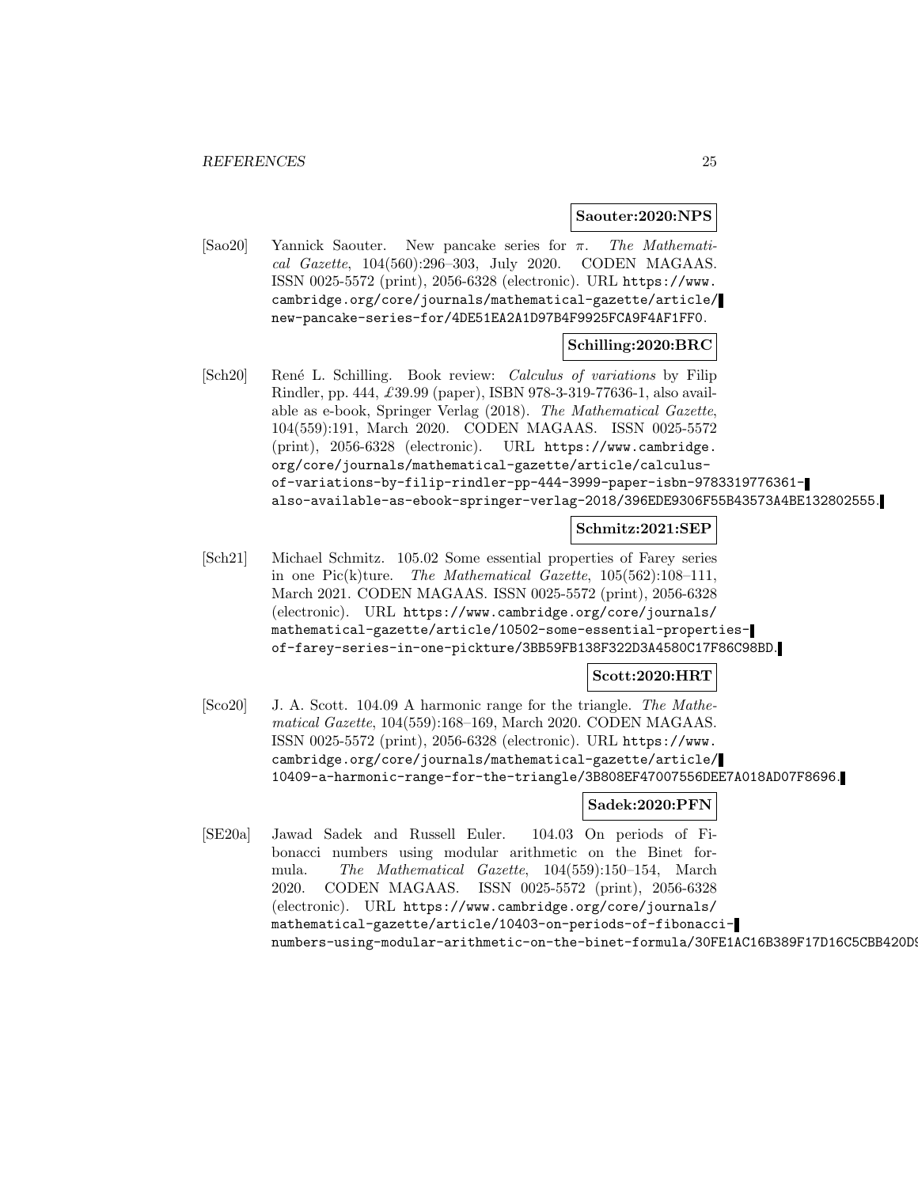**Saouter:2020:NPS**

[Sao20] Yannick Saouter. New pancake series for $\pi$. *The Mathematical Gazette*, 104(560):296–303, July 2020. CODEN MAGAAS. ISSN 0025-5572 (print), 2056-6328 (electronic). URL `https://www.cambridge.org/core/journals/mathematical-gazette/article/new-pancake-series-for/4DE51EA2A1D97B4F9925FCA9F4AF1FF0`.

**Schilling:2020:BRC**

[Sch20] René L. Schilling. Book review: *Calculus of variations* by Filip Rindler, pp. 444, £39.99 (paper), ISBN 978-3-319-77636-1, also available as e-book, Springer Verlag (2018). *The Mathematical Gazette*, 104(559):191, March 2020. CODEN MAGAAS. ISSN 0025-5572 (print), 2056-6328 (electronic). URL `https://www.cambridge.org/core/journals/mathematical-gazette/article/calculus-of-variations-by-filip-rindler-pp-444-3999-paper-isbn-9783319776361-also-available-as-ebook-springer-verlag-2018/396EDE9306F55B43573A4BE132802555`.

**Schmitz:2021:SEP**

[Sch21] Michael Schmitz. 105.02 Some essential properties of Farey series in one Pic(k)ture. *The Mathematical Gazette*, 105(562):108–111, March 2021. CODEN MAGAAS. ISSN 0025-5572 (print), 2056-6328 (electronic). URL `https://www.cambridge.org/core/journals/mathematical-gazette/article/10502-some-essential-properties-of-farey-series-in-one-pickture/3BB59FB138F322D3A4580C17F86C98BD`.

**Scott:2020:HRT**

[Sco20] J. A. Scott. 104.09 A harmonic range for the triangle. *The Mathematical Gazette*, 104(559):168–169, March 2020. CODEN MAGAAS. ISSN 0025-5572 (print), 2056-6328 (electronic). URL `https://www.cambridge.org/core/journals/mathematical-gazette/article/10409-a-harmonic-range-for-the-triangle/3B808EF47007556DEE7A018AD07F8696`.

**Sadek:2020:PFN**

[SE20a] Jawad Sadek and Russell Euler. 104.03 On periods of Fibonacci numbers using modular arithmetic on the Binet formula. *The Mathematical Gazette*, 104(559):150–154, March 2020. CODEN MAGAAS. ISSN 0025-5572 (print), 2056-6328 (electronic). URL `https://www.cambridge.org/core/journals/mathematical-gazette/article/10403-on-periods-of-fibonacci-numbers-using-modular-arithmetic-on-the-binet-formula/30FE1AC16B389F17D16C5CBB420D9`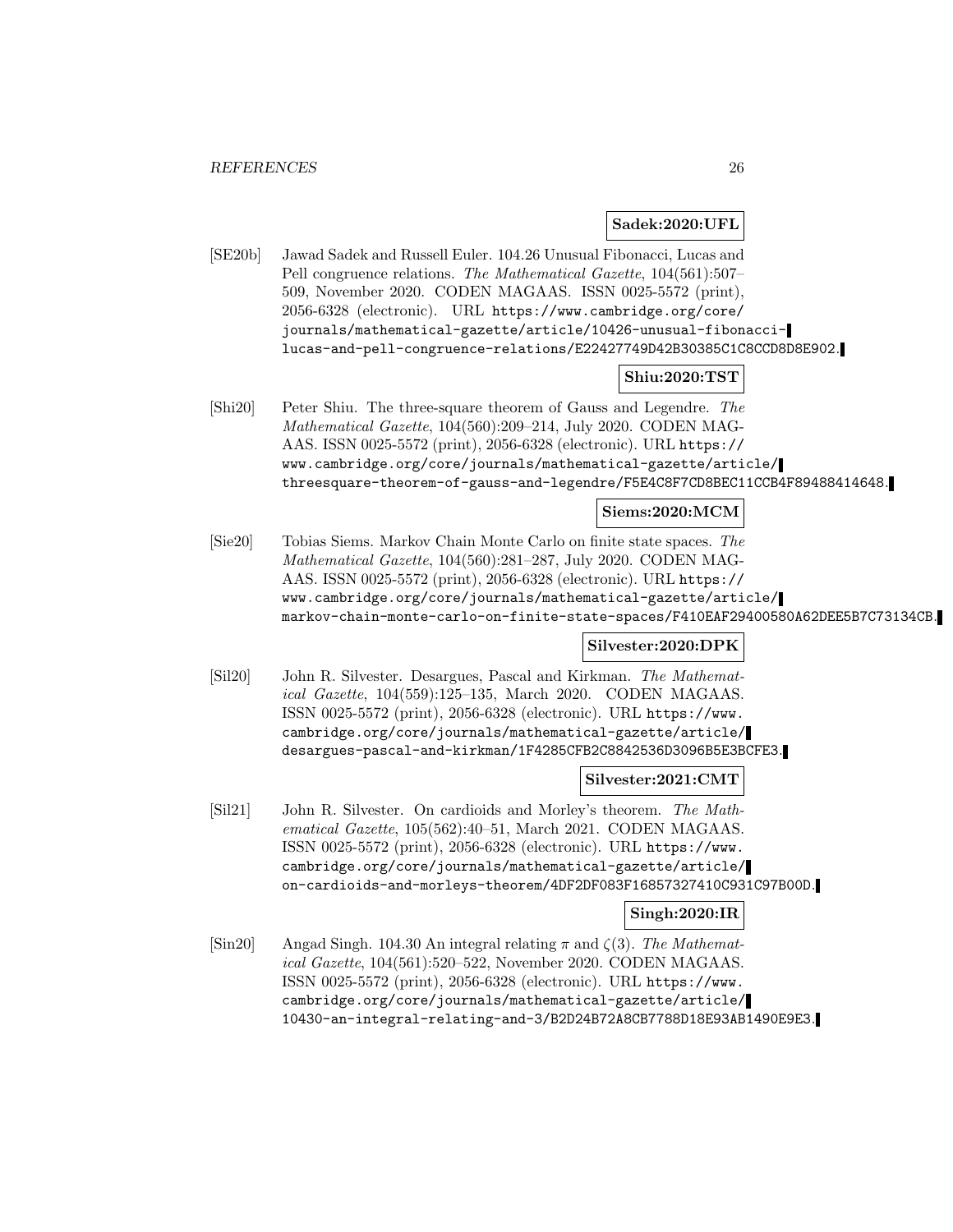**Sadek:2020:UFL**

[SE20b] Jawad Sadek and Russell Euler. 104.26 Unusual Fibonacci, Lucas and Pell congruence relations. *The Mathematical Gazette*, 104(561):507–509, November 2020. CODEN MAGAAS. ISSN 0025-5572 (print), 2056-6328 (electronic). URL https://www.cambridge.org/core/journals/mathematical-gazette/article/10426-unusual-fibonacci-lucas-and-pell-congruence-relations/E22427749D42B30385C1C8CCD8D8E902.

**Shiu:2020:TST**

[Shi20] Peter Shiu. The three-square theorem of Gauss and Legendre. *The Mathematical Gazette*, 104(560):209–214, July 2020. CODEN MAGAAS. ISSN 0025-5572 (print), 2056-6328 (electronic). URL https://www.cambridge.org/core/journals/mathematical-gazette/article/threesquare-theorem-of-gauss-and-legendre/F5E4C8F7CD8BEC11CCB4F89488414648.

**Siems:2020:MCM**

[Sie20] Tobias Siems. Markov Chain Monte Carlo on finite state spaces. *The Mathematical Gazette*, 104(560):281–287, July 2020. CODEN MAGAAS. ISSN 0025-5572 (print), 2056-6328 (electronic). URL https://www.cambridge.org/core/journals/mathematical-gazette/article/markov-chain-monte-carlo-on-finite-state-spaces/F410EAF29400580A62DEE5B7C73134CB.

**Silvester:2020:DPK**

[Sil20] John R. Silvester. Desargues, Pascal and Kirkman. *The Mathematical Gazette*, 104(559):125–135, March 2020. CODEN MAGAAS. ISSN 0025-5572 (print), 2056-6328 (electronic). URL https://www.cambridge.org/core/journals/mathematical-gazette/article/desargues-pascal-and-kirkman/1F4285CFB2C8842536D3096B5E3BCFE3.

**Silvester:2021:CMT**

[Sil21] John R. Silvester. On cardioids and Morley's theorem. *The Mathematical Gazette*, 105(562):40–51, March 2021. CODEN MAGAAS. ISSN 0025-5572 (print), 2056-6328 (electronic). URL https://www.cambridge.org/core/journals/mathematical-gazette/article/on-cardioids-and-morleys-theorem/4DF2DF083F16857327410C931C97B00D.

**Singh:2020:IR**

[Sin20] Angad Singh. 104.30 An integral relating $\pi$ and $\zeta(3)$. *The Mathematical Gazette*, 104(561):520–522, November 2020. CODEN MAGAAS. ISSN 0025-5572 (print), 2056-6328 (electronic). URL https://www.cambridge.org/core/journals/mathematical-gazette/article/10430-an-integral-relating-and-3/B2D24B72A8CB7788D18E93AB1490E9E3.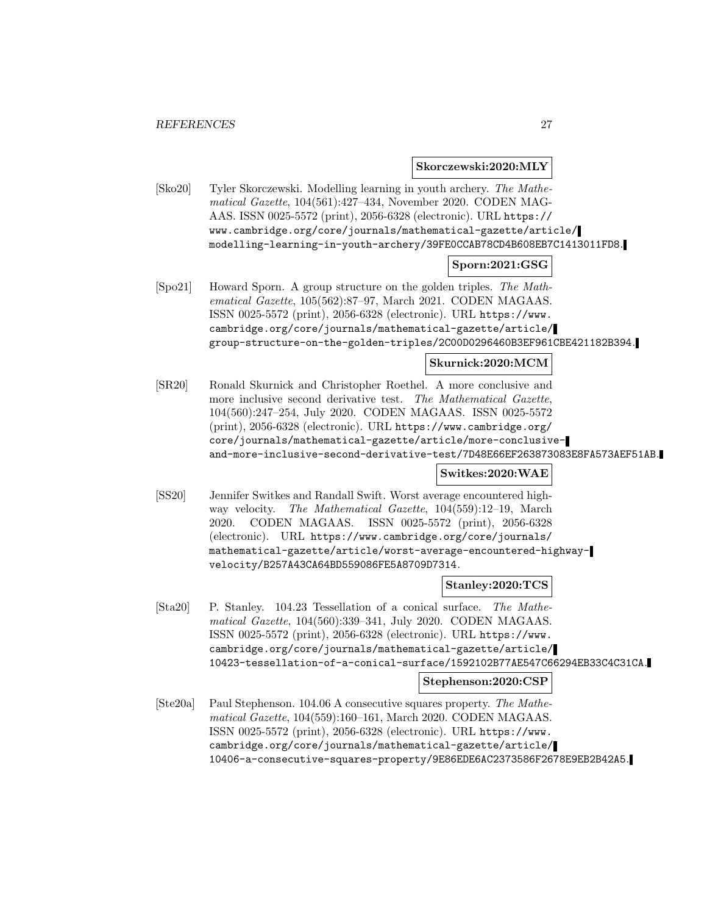**Skorczewski:2020:MLY**

[Sko20] Tyler Skorczewski. Modelling learning in youth archery. *The Mathematical Gazette*, 104(561):427–434, November 2020. CODEN MAGAAS. ISSN 0025-5572 (print), 2056-6328 (electronic). URL https://www.cambridge.org/core/journals/mathematical-gazette/article/modelling-learning-in-youth-archery/39FE0CCAB78CD4B608EB7C1413011FD8.

**Sporn:2021:GSG**

[Spo21] Howard Sporn. A group structure on the golden triples. *The Mathematical Gazette*, 105(562):87–97, March 2021. CODEN MAGAAS. ISSN 0025-5572 (print), 2056-6328 (electronic). URL https://www.cambridge.org/core/journals/mathematical-gazette/article/group-structure-on-the-golden-triples/2C00D0296460B3EF961CBE421182B394.

**Skurnick:2020:MCM**

[SR20] Ronald Skurnick and Christopher Roethel. A more conclusive and more inclusive second derivative test. *The Mathematical Gazette*, 104(560):247–254, July 2020. CODEN MAGAAS. ISSN 0025-5572 (print), 2056-6328 (electronic). URL https://www.cambridge.org/core/journals/mathematical-gazette/article/more-conclusive-and-more-inclusive-second-derivative-test/7D48E66EF263873083E8FA573AEF51AB.

**Switkes:2020:WAE**

[SS20] Jennifer Switkes and Randall Swift. Worst average encountered highway velocity. *The Mathematical Gazette*, 104(559):12–19, March 2020. CODEN MAGAAS. ISSN 0025-5572 (print), 2056-6328 (electronic). URL https://www.cambridge.org/core/journals/mathematical-gazette/article/worst-average-encountered-highway-velocity/B257A43CA64BD559086FE5A8709D7314.

**Stanley:2020:TCS**

[Sta20] P. Stanley. 104.23 Tessellation of a conical surface. *The Mathematical Gazette*, 104(560):339–341, July 2020. CODEN MAGAAS. ISSN 0025-5572 (print), 2056-6328 (electronic). URL https://www.cambridge.org/core/journals/mathematical-gazette/article/10423-tessellation-of-a-conical-surface/1592102B77AE547C66294EB33C4C31CA.

**Stephenson:2020:CSP**

[Ste20a] Paul Stephenson. 104.06 A consecutive squares property. *The Mathematical Gazette*, 104(559):160–161, March 2020. CODEN MAGAAS. ISSN 0025-5572 (print), 2056-6328 (electronic). URL https://www.cambridge.org/core/journals/mathematical-gazette/article/10406-a-consecutive-squares-property/9E86EDE6AC2373586F2678E9EB2B42A5.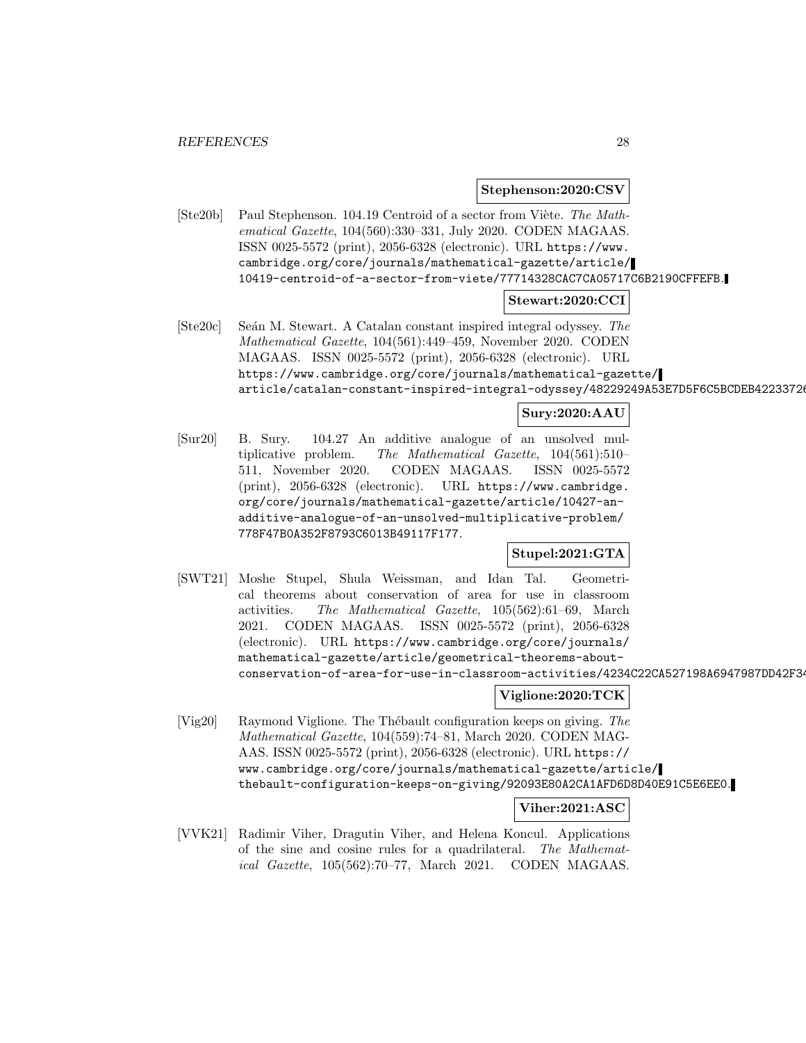**Stephenson:2020:CSV**

[Ste20b] Paul Stephenson. 104.19 Centroid of a sector from Viète. *The Mathematical Gazette*, 104(560):330–331, July 2020. CODEN MAGAAS. ISSN 0025-5572 (print), 2056-6328 (electronic). URL https://www.cambridge.org/core/journals/mathematical-gazette/article/10419-centroid-of-a-sector-from-viete/77714328CAC7CA05717C6B2190CFFEFB.

**Stewart:2020:CCI**

[Ste20c] Seán M. Stewart. A Catalan constant inspired integral odyssey. *The Mathematical Gazette*, 104(561):449–459, November 2020. CODEN MAGAAS. ISSN 0025-5572 (print), 2056-6328 (electronic). URL https://www.cambridge.org/core/journals/mathematical-gazette/article/catalan-constant-inspired-integral-odyssey/48229249A53E7D5F6C5BCDEB4223372

**Sury:2020:AAU**

[Sur20] B. Sury. 104.27 An additive analogue of an unsolved multiplicative problem. *The Mathematical Gazette*, 104(561):510–511, November 2020. CODEN MAGAAS. ISSN 0025-5572 (print), 2056-6328 (electronic). URL https://www.cambridge.org/core/journals/mathematical-gazette/article/10427-an-additive-analogue-of-an-unsolved-multiplicative-problem/778F47B0A352F8793C6013B49117F177.

**Stupel:2021:GTA**

[SWT21] Moshe Stupel, Shula Weissman, and Idan Tal. Geometrical theorems about conservation of area for use in classroom activities. *The Mathematical Gazette*, 105(562):61–69, March 2021. CODEN MAGAAS. ISSN 0025-5572 (print), 2056-6328 (electronic). URL https://www.cambridge.org/core/journals/mathematical-gazette/article/geometrical-theorems-about-conservation-of-area-for-use-in-classroom-activities/4234C22CA527198A6947987DD42F3

**Viglione:2020:TCK**

[Vig20] Raymond Viglione. The Thébault configuration keeps on giving. *The Mathematical Gazette*, 104(559):74–81, March 2020. CODEN MAGAAS. ISSN 0025-5572 (print), 2056-6328 (electronic). URL https://www.cambridge.org/core/journals/mathematical-gazette/article/thebault-configuration-keeps-on-giving/92093E80A2CA1AFD6D8D40E91C5E6EE0.

**Viher:2021:ASC**

[VVK21] Radimir Viher, Dragutin Viher, and Helena Koncul. Applications of the sine and cosine rules for a quadrilateral. *The Mathematical Gazette*, 105(562):70–77, March 2021. CODEN MAGAAS.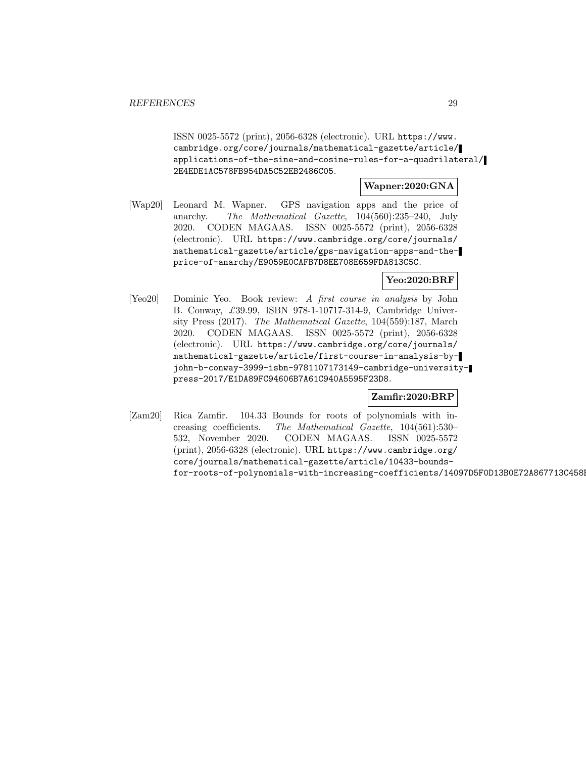ISSN 0025-5572 (print), 2056-6328 (electronic). URL https://www.cambridge.org/core/journals/mathematical-gazette/article/applications-of-the-sine-and-cosine-rules-for-a-quadrilateral/2E4EDE1AC578FB954DA5C52EB2486C05.

**Wapner:2020:GNA**

[Wap20] Leonard M. Wapner. GPS navigation apps and the price of anarchy. *The Mathematical Gazette*, 104(560):235–240, July 2020. CODEN MAGAAS. ISSN 0025-5572 (print), 2056-6328 (electronic). URL https://www.cambridge.org/core/journals/mathematical-gazette/article/gps-navigation-apps-and-the-price-of-anarchy/E9059E0CAFB7D8EE708E659FDA813C5C.

**Yeo:2020:BRF**

[Yeo20] Dominic Yeo. Book review: *A first course in analysis* by John B. Conway, £39.99, ISBN 978-1-10717-314-9, Cambridge University Press (2017). *The Mathematical Gazette*, 104(559):187, March 2020. CODEN MAGAAS. ISSN 0025-5572 (print), 2056-6328 (electronic). URL https://www.cambridge.org/core/journals/mathematical-gazette/article/first-course-in-analysis-by-john-b-conway-3999-isbn-9781107173149-cambridge-university-press-2017/E1DA89FC94606B7A61C940A5595F23D8.

**Zamfir:2020:BRP**

[Zam20] Rica Zamfir. 104.33 Bounds for roots of polynomials with increasing coefficients. *The Mathematical Gazette*, 104(561):530–532, November 2020. CODEN MAGAAS. ISSN 0025-5572 (print), 2056-6328 (electronic). URL https://www.cambridge.org/core/journals/mathematical-gazette/article/10433-bounds-for-roots-of-polynomials-with-increasing-coefficients/14097D5F0D13B0E72A867713C458B